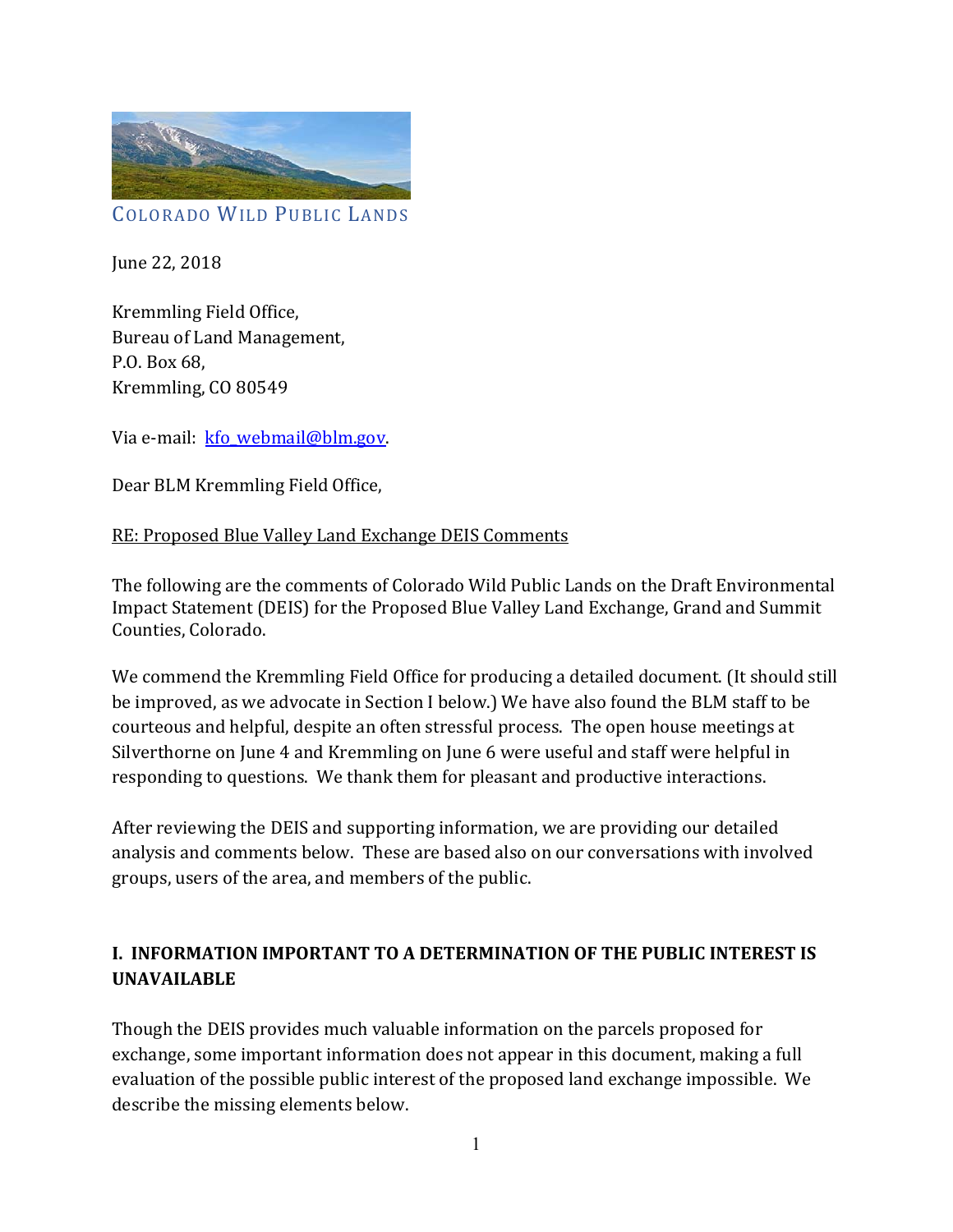COLORADO WILD PUBLIC LANDS

June 22, 2018

Kremmling Field Office,
Bureau of Land Management,
P.O. Box 68,
Kremmling, CO 80549

Via e-mail: kfo_webmail@blm.gov.

Dear BLM Kremmling Field Office,

RE: Proposed Blue Valley Land Exchange DEIS Comments

The following are the comments of Colorado Wild Public Lands on the Draft Environmental Impact Statement (DEIS) for the Proposed Blue Valley Land Exchange, Grand and Summit Counties, Colorado.

We commend the Kremmling Field Office for producing a detailed document. (It should still be improved, as we advocate in Section I below.) We have also found the BLM staff to be courteous and helpful, despite an often stressful process. The open house meetings at Silverthorne on June 4 and Kremmling on June 6 were useful and staff were helpful in responding to questions. We thank them for pleasant and productive interactions.

After reviewing the DEIS and supporting information, we are providing our detailed analysis and comments below. These are based also on our conversations with involved groups, users of the area, and members of the public.

## I. INFORMATION IMPORTANT TO A DETERMINATION OF THE PUBLIC INTEREST IS UNAVAILABLE

Though the DEIS provides much valuable information on the parcels proposed for exchange, some important information does not appear in this document, making a full evaluation of the possible public interest of the proposed land exchange impossible. We describe the missing elements below.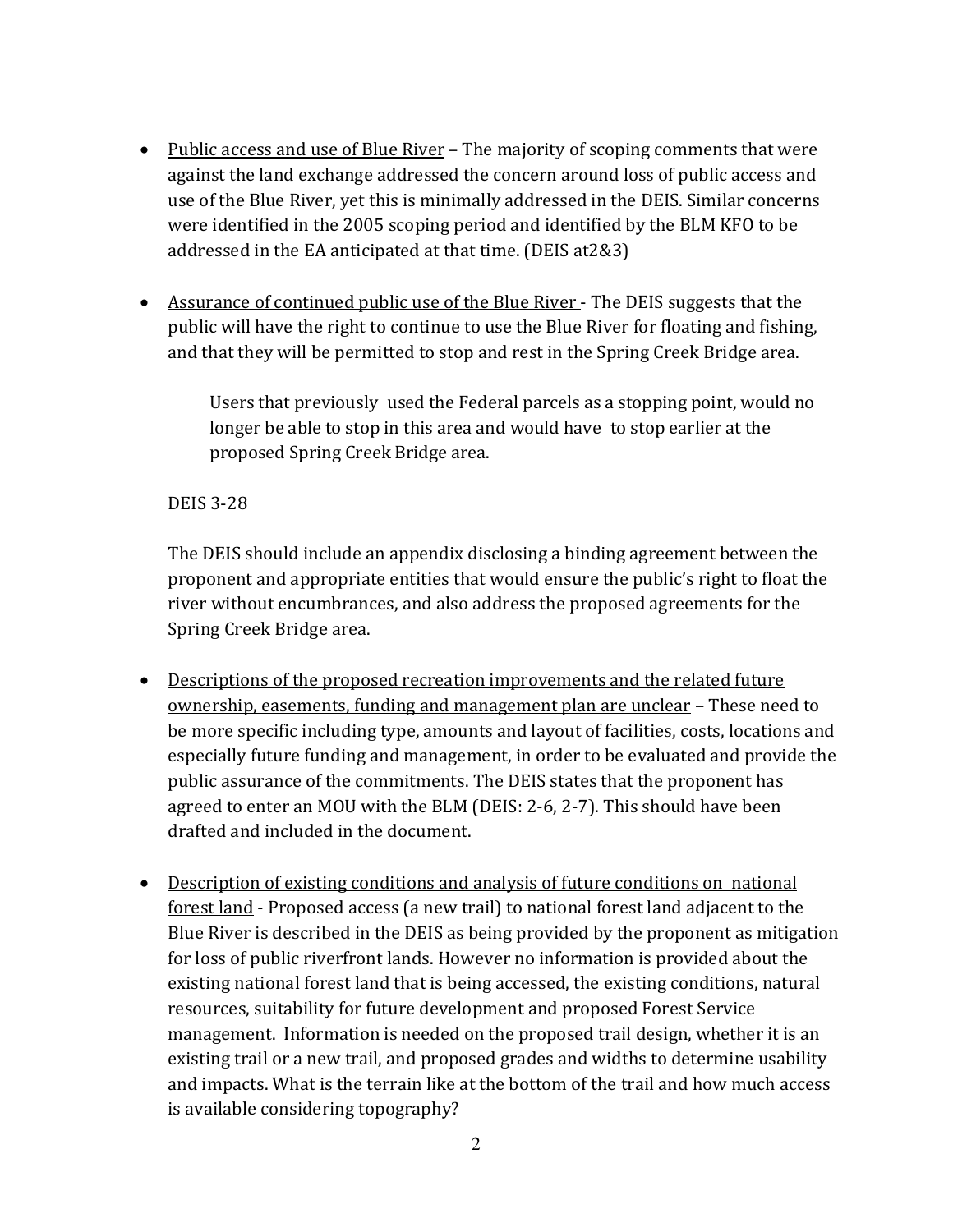- Public access and use of Blue River – The majority of scoping comments that were against the land exchange addressed the concern around loss of public access and use of the Blue River, yet this is minimally addressed in the DEIS. Similar concerns were identified in the 2005 scoping period and identified by the BLM KFO to be addressed in the EA anticipated at that time. (DEIS at2&3)

- Assurance of continued public use of the Blue River - The DEIS suggests that the public will have the right to continue to use the Blue River for floating and fishing, and that they will be permitted to stop and rest in the Spring Creek Bridge area.

  > Users that previously used the Federal parcels as a stopping point, would no longer be able to stop in this area and would have to stop earlier at the proposed Spring Creek Bridge area.

  DEIS 3-28

  The DEIS should include an appendix disclosing a binding agreement between the proponent and appropriate entities that would ensure the public's right to float the river without encumbrances, and also address the proposed agreements for the Spring Creek Bridge area.

- Descriptions of the proposed recreation improvements and the related future ownership, easements, funding and management plan are unclear – These need to be more specific including type, amounts and layout of facilities, costs, locations and especially future funding and management, in order to be evaluated and provide the public assurance of the commitments. The DEIS states that the proponent has agreed to enter an MOU with the BLM (DEIS: 2-6, 2-7). This should have been drafted and included in the document.

- Description of existing conditions and analysis of future conditions on national forest land - Proposed access (a new trail) to national forest land adjacent to the Blue River is described in the DEIS as being provided by the proponent as mitigation for loss of public riverfront lands. However no information is provided about the existing national forest land that is being accessed, the existing conditions, natural resources, suitability for future development and proposed Forest Service management. Information is needed on the proposed trail design, whether it is an existing trail or a new trail, and proposed grades and widths to determine usability and impacts. What is the terrain like at the bottom of the trail and how much access is available considering topography?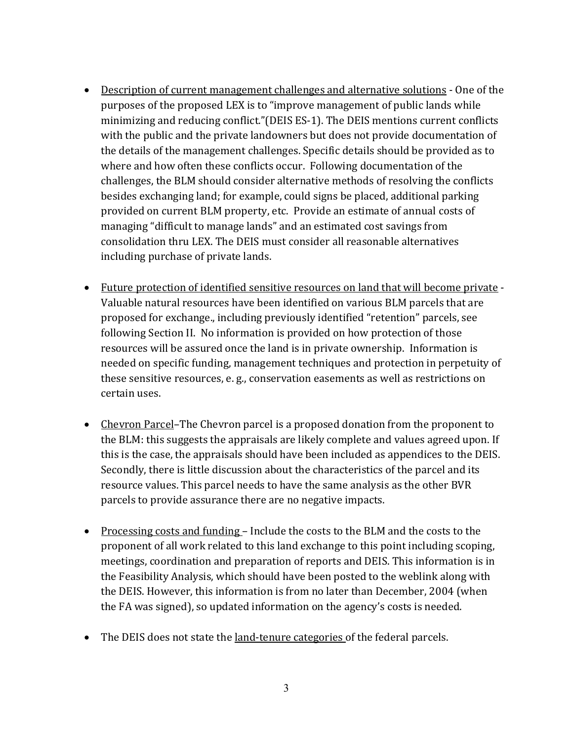- Description of current management challenges and alternative solutions - One of the purposes of the proposed LEX is to "improve management of public lands while minimizing and reducing conflict."(DEIS ES-1). The DEIS mentions current conflicts with the public and the private landowners but does not provide documentation of the details of the management challenges. Specific details should be provided as to where and how often these conflicts occur. Following documentation of the challenges, the BLM should consider alternative methods of resolving the conflicts besides exchanging land; for example, could signs be placed, additional parking provided on current BLM property, etc. Provide an estimate of annual costs of managing "difficult to manage lands" and an estimated cost savings from consolidation thru LEX. The DEIS must consider all reasonable alternatives including purchase of private lands.

- Future protection of identified sensitive resources on land that will become private - Valuable natural resources have been identified on various BLM parcels that are proposed for exchange., including previously identified "retention" parcels, see following Section II. No information is provided on how protection of those resources will be assured once the land is in private ownership. Information is needed on specific funding, management techniques and protection in perpetuity of these sensitive resources, e. g., conservation easements as well as restrictions on certain uses.

- Chevron Parcel–The Chevron parcel is a proposed donation from the proponent to the BLM: this suggests the appraisals are likely complete and values agreed upon. If this is the case, the appraisals should have been included as appendices to the DEIS. Secondly, there is little discussion about the characteristics of the parcel and its resource values. This parcel needs to have the same analysis as the other BVR parcels to provide assurance there are no negative impacts.

- Processing costs and funding – Include the costs to the BLM and the costs to the proponent of all work related to this land exchange to this point including scoping, meetings, coordination and preparation of reports and DEIS. This information is in the Feasibility Analysis, which should have been posted to the weblink along with the DEIS. However, this information is from no later than December, 2004 (when the FA was signed), so updated information on the agency's costs is needed.

- The DEIS does not state the land-tenure categories of the federal parcels.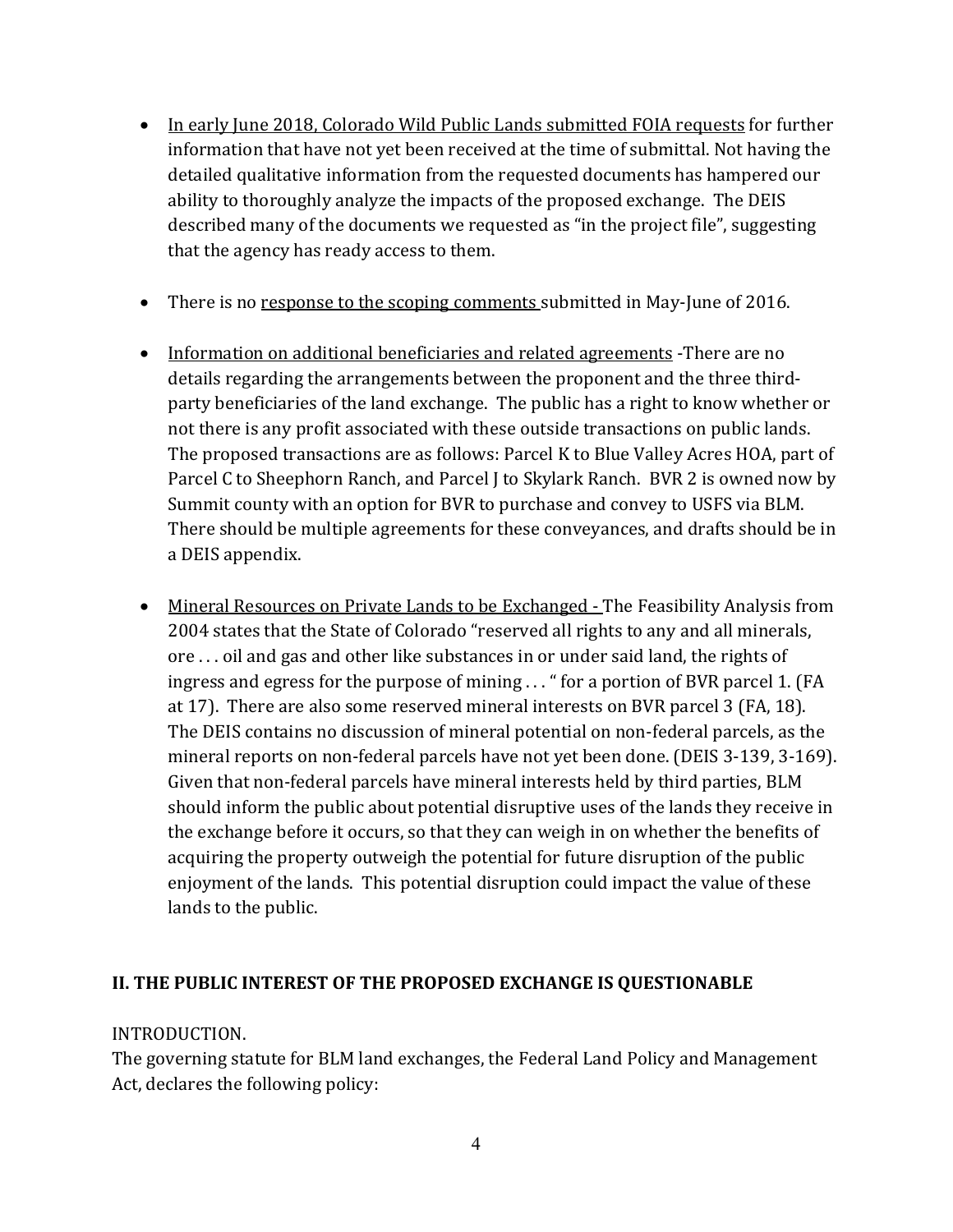- <u>In early June 2018, Colorado Wild Public Lands submitted FOIA requests</u> for further information that have not yet been received at the time of submittal. Not having the detailed qualitative information from the requested documents has hampered our ability to thoroughly analyze the impacts of the proposed exchange. The DEIS described many of the documents we requested as "in the project file", suggesting that the agency has ready access to them.

- There is no <u>response to the scoping comments</u> submitted in May-June of 2016.

- <u>Information on additional beneficiaries and related agreements</u> -There are no details regarding the arrangements between the proponent and the three third-party beneficiaries of the land exchange. The public has a right to know whether or not there is any profit associated with these outside transactions on public lands. The proposed transactions are as follows: Parcel K to Blue Valley Acres HOA, part of Parcel C to Sheephorn Ranch, and Parcel J to Skylark Ranch. BVR 2 is owned now by Summit county with an option for BVR to purchase and convey to USFS via BLM. There should be multiple agreements for these conveyances, and drafts should be in a DEIS appendix.

- <u>Mineral Resources on Private Lands to be Exchanged -</u> The Feasibility Analysis from 2004 states that the State of Colorado "reserved all rights to any and all minerals, ore . . . oil and gas and other like substances in or under said land, the rights of ingress and egress for the purpose of mining . . . " for a portion of BVR parcel 1. (FA at 17). There are also some reserved mineral interests on BVR parcel 3 (FA, 18). The DEIS contains no discussion of mineral potential on non-federal parcels, as the mineral reports on non-federal parcels have not yet been done. (DEIS 3-139, 3-169). Given that non-federal parcels have mineral interests held by third parties, BLM should inform the public about potential disruptive uses of the lands they receive in the exchange before it occurs, so that they can weigh in on whether the benefits of acquiring the property outweigh the potential for future disruption of the public enjoyment of the lands. This potential disruption could impact the value of these lands to the public.

## II. THE PUBLIC INTEREST OF THE PROPOSED EXCHANGE IS QUESTIONABLE

INTRODUCTION.

The governing statute for BLM land exchanges, the Federal Land Policy and Management Act, declares the following policy: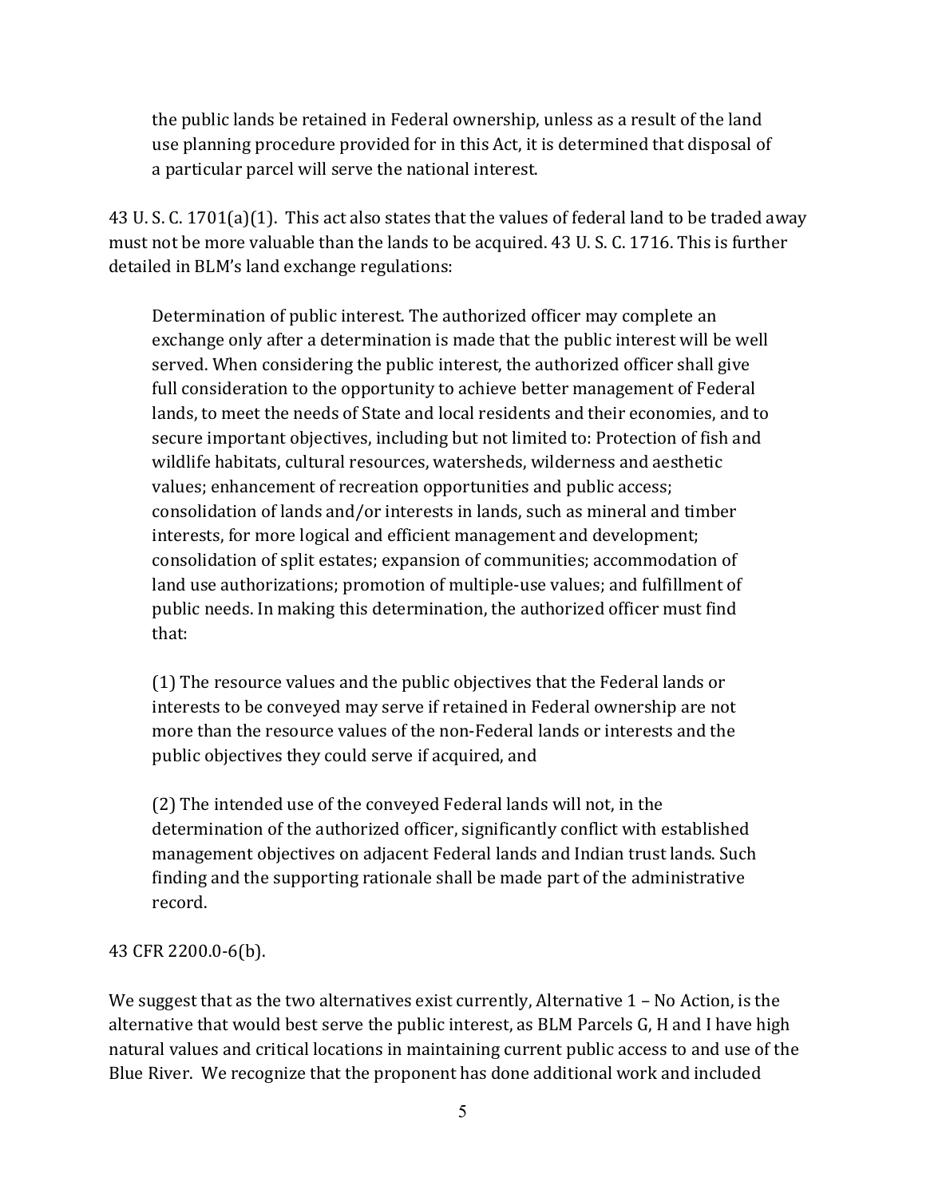> the public lands be retained in Federal ownership, unless as a result of the land use planning procedure provided for in this Act, it is determined that disposal of a particular parcel will serve the national interest.

43 U. S. C. 1701(a)(1). This act also states that the values of federal land to be traded away must not be more valuable than the lands to be acquired. 43 U. S. C. 1716. This is further detailed in BLM's land exchange regulations:

> Determination of public interest. The authorized officer may complete an exchange only after a determination is made that the public interest will be well served. When considering the public interest, the authorized officer shall give full consideration to the opportunity to achieve better management of Federal lands, to meet the needs of State and local residents and their economies, and to secure important objectives, including but not limited to: Protection of fish and wildlife habitats, cultural resources, watersheds, wilderness and aesthetic values; enhancement of recreation opportunities and public access; consolidation of lands and/or interests in lands, such as mineral and timber interests, for more logical and efficient management and development; consolidation of split estates; expansion of communities; accommodation of land use authorizations; promotion of multiple-use values; and fulfillment of public needs. In making this determination, the authorized officer must find that:
>
> (1) The resource values and the public objectives that the Federal lands or interests to be conveyed may serve if retained in Federal ownership are not more than the resource values of the non-Federal lands or interests and the public objectives they could serve if acquired, and
>
> (2) The intended use of the conveyed Federal lands will not, in the determination of the authorized officer, significantly conflict with established management objectives on adjacent Federal lands and Indian trust lands. Such finding and the supporting rationale shall be made part of the administrative record.

43 CFR 2200.0-6(b).

We suggest that as the two alternatives exist currently, Alternative 1 – No Action, is the alternative that would best serve the public interest, as BLM Parcels G, H and I have high natural values and critical locations in maintaining current public access to and use of the Blue River. We recognize that the proponent has done additional work and included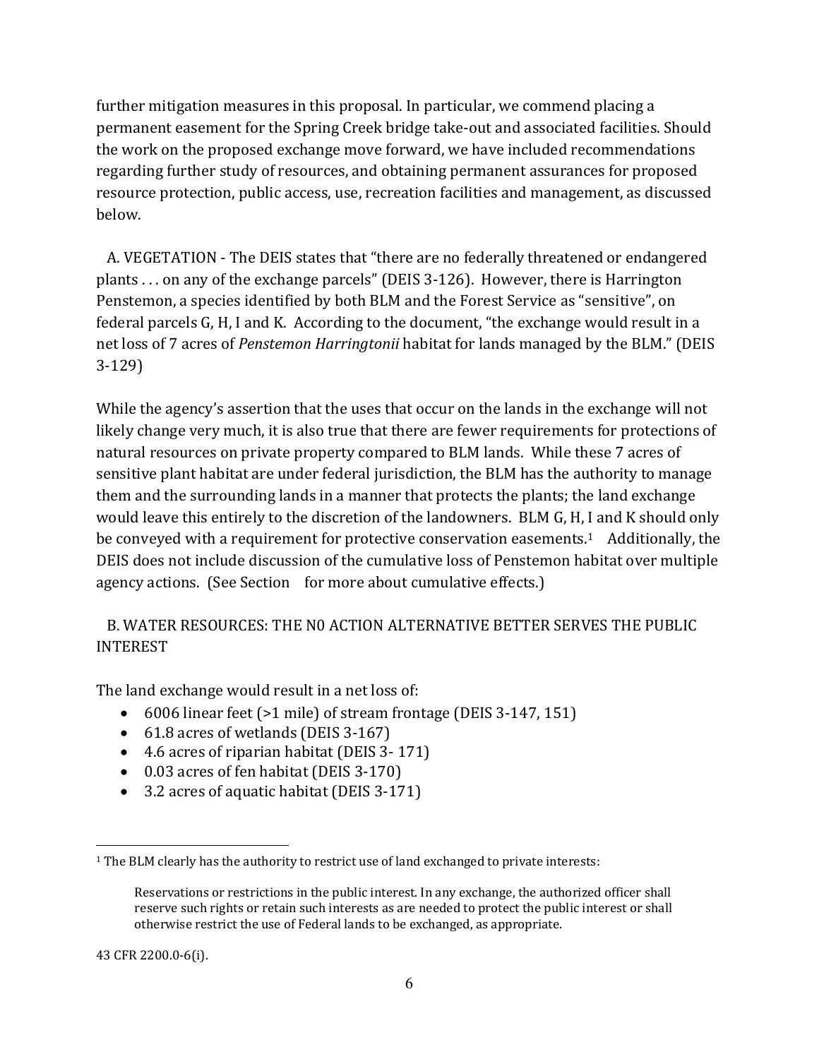further mitigation measures in this proposal. In particular, we commend placing a permanent easement for the Spring Creek bridge take-out and associated facilities. Should the work on the proposed exchange move forward, we have included recommendations regarding further study of resources, and obtaining permanent assurances for proposed resource protection, public access, use, recreation facilities and management, as discussed below.

A. VEGETATION - The DEIS states that "there are no federally threatened or endangered plants . . . on any of the exchange parcels" (DEIS 3-126). However, there is Harrington Penstemon, a species identified by both BLM and the Forest Service as "sensitive", on federal parcels G, H, I and K. According to the document, "the exchange would result in a net loss of 7 acres of *Penstemon Harringtonii* habitat for lands managed by the BLM." (DEIS 3-129)

While the agency's assertion that the uses that occur on the lands in the exchange will not likely change very much, it is also true that there are fewer requirements for protections of natural resources on private property compared to BLM lands. While these 7 acres of sensitive plant habitat are under federal jurisdiction, the BLM has the authority to manage them and the surrounding lands in a manner that protects the plants; the land exchange would leave this entirely to the discretion of the landowners. BLM G, H, I and K should only be conveyed with a requirement for protective conservation easements.[1] Additionally, the DEIS does not include discussion of the cumulative loss of Penstemon habitat over multiple agency actions. (See Section  for more about cumulative effects.)

B. WATER RESOURCES: THE N0 ACTION ALTERNATIVE BETTER SERVES THE PUBLIC INTEREST

The land exchange would result in a net loss of:

- 6006 linear feet (>1 mile) of stream frontage (DEIS 3-147, 151)
- 61.8 acres of wetlands (DEIS 3-167)
- 4.6 acres of riparian habitat (DEIS 3- 171)
- 0.03 acres of fen habitat (DEIS 3-170)
- 3.2 acres of aquatic habitat (DEIS 3-171)

---

[1] The BLM clearly has the authority to restrict use of land exchanged to private interests:

> Reservations or restrictions in the public interest. In any exchange, the authorized officer shall reserve such rights or retain such interests as are needed to protect the public interest or shall otherwise restrict the use of Federal lands to be exchanged, as appropriate.

43 CFR 2200.0-6(i).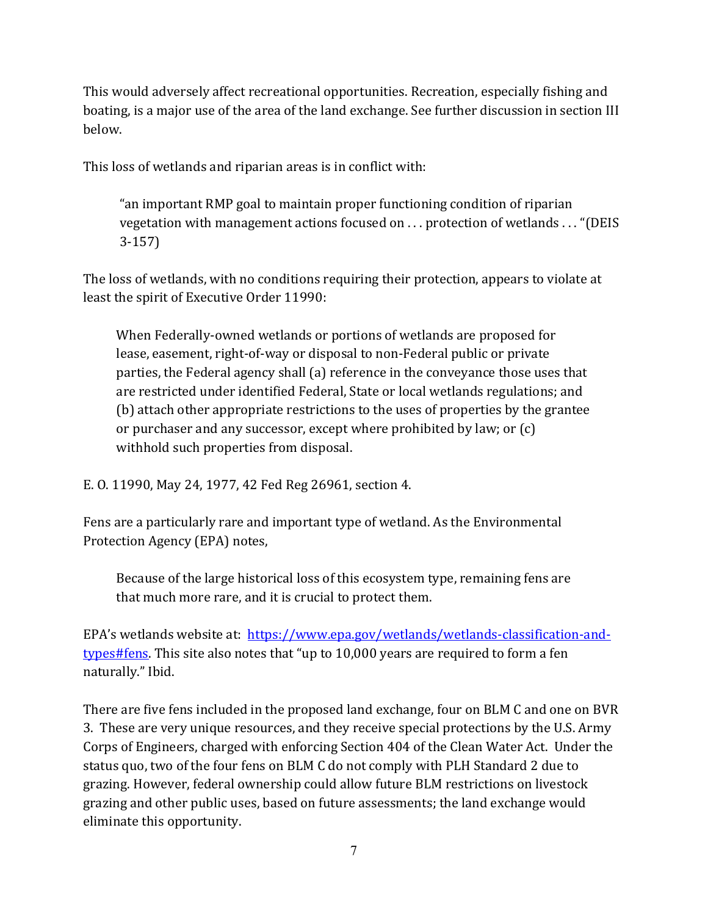This would adversely affect recreational opportunities. Recreation, especially fishing and boating, is a major use of the area of the land exchange. See further discussion in section III below.

This loss of wetlands and riparian areas is in conflict with:

> "an important RMP goal to maintain proper functioning condition of riparian vegetation with management actions focused on . . . protection of wetlands . . . "(DEIS 3-157)

The loss of wetlands, with no conditions requiring their protection, appears to violate at least the spirit of Executive Order 11990:

> When Federally-owned wetlands or portions of wetlands are proposed for lease, easement, right-of-way or disposal to non-Federal public or private parties, the Federal agency shall (a) reference in the conveyance those uses that are restricted under identified Federal, State or local wetlands regulations; and (b) attach other appropriate restrictions to the uses of properties by the grantee or purchaser and any successor, except where prohibited by law; or (c) withhold such properties from disposal.

E. O. 11990, May 24, 1977, 42 Fed Reg 26961, section 4.

Fens are a particularly rare and important type of wetland. As the Environmental Protection Agency (EPA) notes,

> Because of the large historical loss of this ecosystem type, remaining fens are that much more rare, and it is crucial to protect them.

EPA's wetlands website at: [https://www.epa.gov/wetlands/wetlands-classification-and-types#fens](https://www.epa.gov/wetlands/wetlands-classification-and-types#fens). This site also notes that "up to 10,000 years are required to form a fen naturally." Ibid.

There are five fens included in the proposed land exchange, four on BLM C and one on BVR 3. These are very unique resources, and they receive special protections by the U.S. Army Corps of Engineers, charged with enforcing Section 404 of the Clean Water Act. Under the status quo, two of the four fens on BLM C do not comply with PLH Standard 2 due to grazing. However, federal ownership could allow future BLM restrictions on livestock grazing and other public uses, based on future assessments; the land exchange would eliminate this opportunity.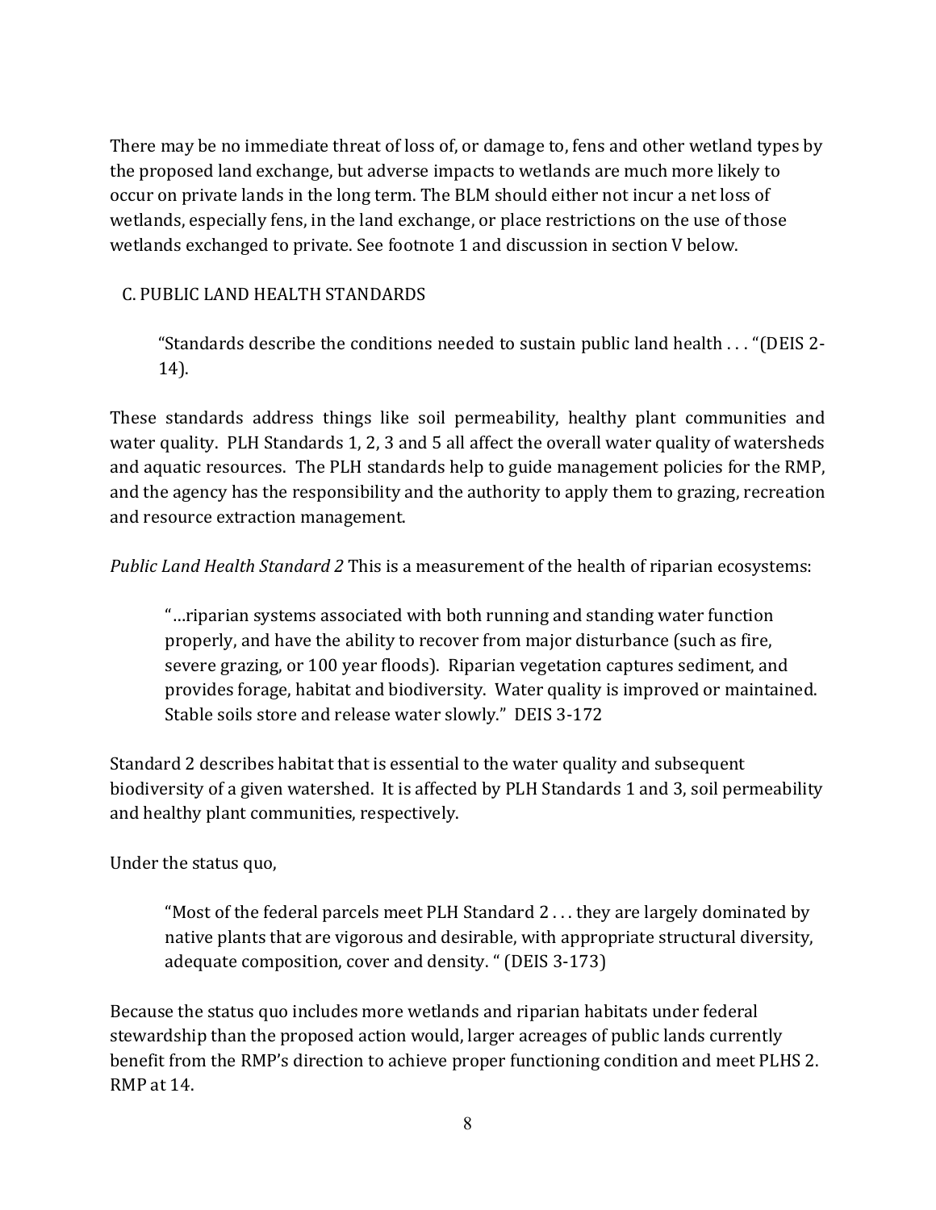There may be no immediate threat of loss of, or damage to, fens and other wetland types by the proposed land exchange, but adverse impacts to wetlands are much more likely to occur on private lands in the long term. The BLM should either not incur a net loss of wetlands, especially fens, in the land exchange, or place restrictions on the use of those wetlands exchanged to private. See footnote 1 and discussion in section V below.

### C. PUBLIC LAND HEALTH STANDARDS

> "Standards describe the conditions needed to sustain public land health . . . "(DEIS 2-14).

These standards address things like soil permeability, healthy plant communities and water quality. PLH Standards 1, 2, 3 and 5 all affect the overall water quality of watersheds and aquatic resources. The PLH standards help to guide management policies for the RMP, and the agency has the responsibility and the authority to apply them to grazing, recreation and resource extraction management.

*Public Land Health Standard 2* This is a measurement of the health of riparian ecosystems:

> "…riparian systems associated with both running and standing water function properly, and have the ability to recover from major disturbance (such as fire, severe grazing, or 100 year floods). Riparian vegetation captures sediment, and provides forage, habitat and biodiversity. Water quality is improved or maintained. Stable soils store and release water slowly." DEIS 3-172

Standard 2 describes habitat that is essential to the water quality and subsequent biodiversity of a given watershed. It is affected by PLH Standards 1 and 3, soil permeability and healthy plant communities, respectively.

Under the status quo,

> "Most of the federal parcels meet PLH Standard 2 . . . they are largely dominated by native plants that are vigorous and desirable, with appropriate structural diversity, adequate composition, cover and density. " (DEIS 3-173)

Because the status quo includes more wetlands and riparian habitats under federal stewardship than the proposed action would, larger acreages of public lands currently benefit from the RMP's direction to achieve proper functioning condition and meet PLHS 2. RMP at 14.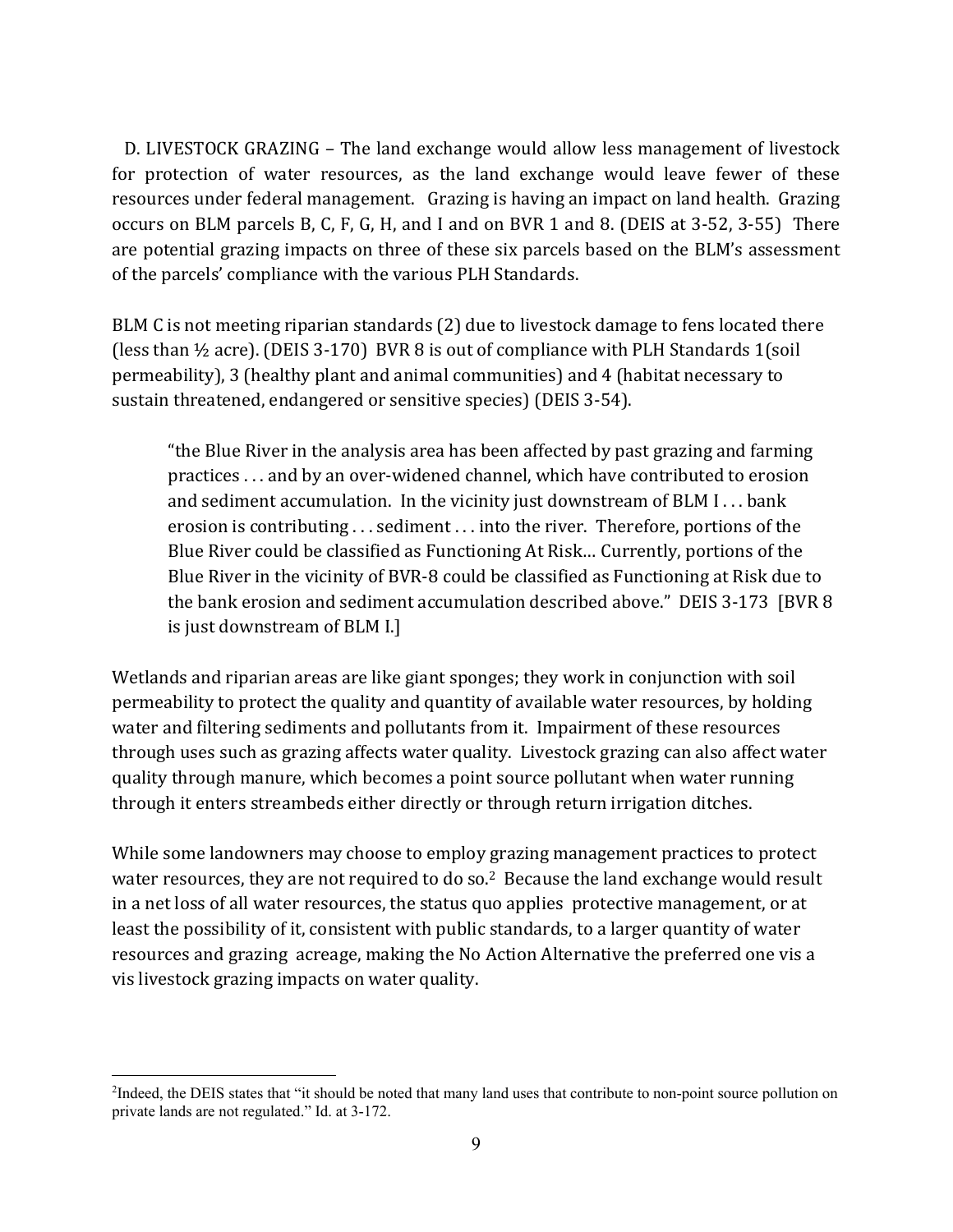D. LIVESTOCK GRAZING – The land exchange would allow less management of livestock for protection of water resources, as the land exchange would leave fewer of these resources under federal management. Grazing is having an impact on land health. Grazing occurs on BLM parcels B, C, F, G, H, and I and on BVR 1 and 8. (DEIS at 3-52, 3-55) There are potential grazing impacts on three of these six parcels based on the BLM's assessment of the parcels' compliance with the various PLH Standards.

BLM C is not meeting riparian standards (2) due to livestock damage to fens located there (less than ½ acre). (DEIS 3-170) BVR 8 is out of compliance with PLH Standards 1(soil permeability), 3 (healthy plant and animal communities) and 4 (habitat necessary to sustain threatened, endangered or sensitive species) (DEIS 3-54).

> "the Blue River in the analysis area has been affected by past grazing and farming practices . . . and by an over-widened channel, which have contributed to erosion and sediment accumulation. In the vicinity just downstream of BLM I . . . bank erosion is contributing . . . sediment . . . into the river. Therefore, portions of the Blue River could be classified as Functioning At Risk… Currently, portions of the Blue River in the vicinity of BVR-8 could be classified as Functioning at Risk due to the bank erosion and sediment accumulation described above." DEIS 3-173 [BVR 8 is just downstream of BLM I.]

Wetlands and riparian areas are like giant sponges; they work in conjunction with soil permeability to protect the quality and quantity of available water resources, by holding water and filtering sediments and pollutants from it. Impairment of these resources through uses such as grazing affects water quality. Livestock grazing can also affect water quality through manure, which becomes a point source pollutant when water running through it enters streambeds either directly or through return irrigation ditches.

While some landowners may choose to employ grazing management practices to protect water resources, they are not required to do so.[2] Because the land exchange would result in a net loss of all water resources, the status quo applies protective management, or at least the possibility of it, consistent with public standards, to a larger quantity of water resources and grazing acreage, making the No Action Alternative the preferred one vis a vis livestock grazing impacts on water quality.

---

[2] Indeed, the DEIS states that "it should be noted that many land uses that contribute to non-point source pollution on private lands are not regulated." Id. at 3-172.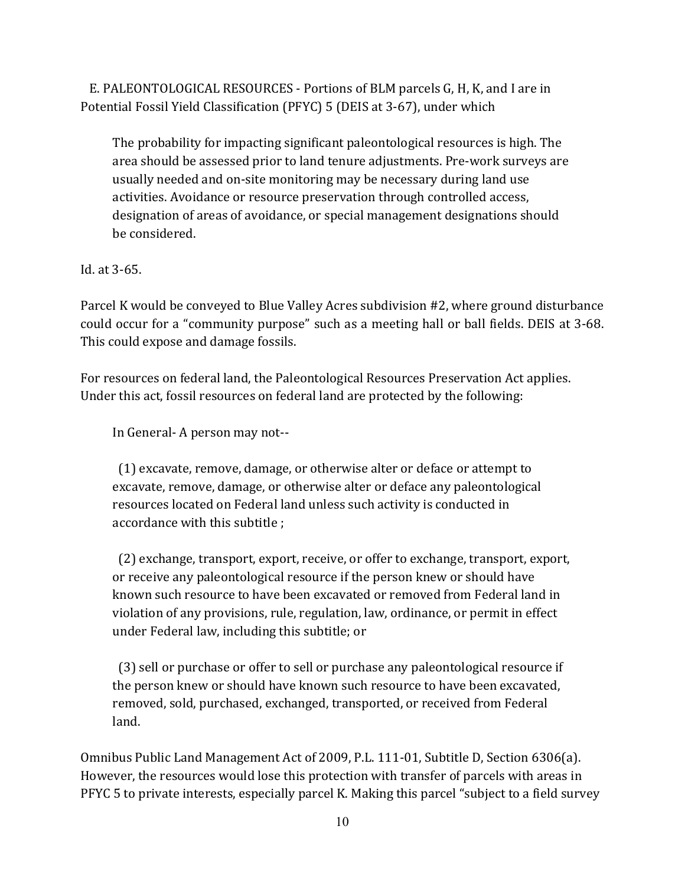E. PALEONTOLOGICAL RESOURCES - Portions of BLM parcels G, H, K, and I are in Potential Fossil Yield Classification (PFYC) 5 (DEIS at 3-67), under which

> The probability for impacting significant paleontological resources is high. The area should be assessed prior to land tenure adjustments. Pre-work surveys are usually needed and on-site monitoring may be necessary during land use activities. Avoidance or resource preservation through controlled access, designation of areas of avoidance, or special management designations should be considered.

Id. at 3-65.

Parcel K would be conveyed to Blue Valley Acres subdivision #2, where ground disturbance could occur for a "community purpose" such as a meeting hall or ball fields. DEIS at 3-68. This could expose and damage fossils.

For resources on federal land, the Paleontological Resources Preservation Act applies. Under this act, fossil resources on federal land are protected by the following:

> In General- A person may not--
>
> (1) excavate, remove, damage, or otherwise alter or deface or attempt to excavate, remove, damage, or otherwise alter or deface any paleontological resources located on Federal land unless such activity is conducted in accordance with this subtitle ;
>
> (2) exchange, transport, export, receive, or offer to exchange, transport, export, or receive any paleontological resource if the person knew or should have known such resource to have been excavated or removed from Federal land in violation of any provisions, rule, regulation, law, ordinance, or permit in effect under Federal law, including this subtitle; or
>
> (3) sell or purchase or offer to sell or purchase any paleontological resource if the person knew or should have known such resource to have been excavated, removed, sold, purchased, exchanged, transported, or received from Federal land.

Omnibus Public Land Management Act of 2009, P.L. 111-01, Subtitle D, Section 6306(a). However, the resources would lose this protection with transfer of parcels with areas in PFYC 5 to private interests, especially parcel K. Making this parcel "subject to a field survey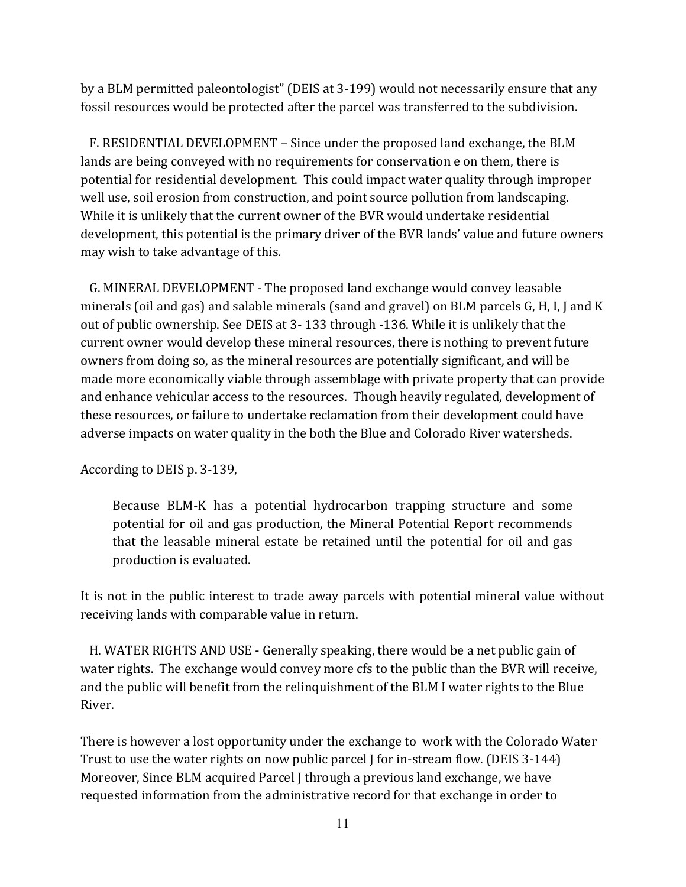by a BLM permitted paleontologist" (DEIS at 3-199) would not necessarily ensure that any fossil resources would be protected after the parcel was transferred to the subdivision.

F. RESIDENTIAL DEVELOPMENT – Since under the proposed land exchange, the BLM lands are being conveyed with no requirements for conservation e on them, there is potential for residential development. This could impact water quality through improper well use, soil erosion from construction, and point source pollution from landscaping. While it is unlikely that the current owner of the BVR would undertake residential development, this potential is the primary driver of the BVR lands' value and future owners may wish to take advantage of this.

G. MINERAL DEVELOPMENT - The proposed land exchange would convey leasable minerals (oil and gas) and salable minerals (sand and gravel) on BLM parcels G, H, I, J and K out of public ownership. See DEIS at 3- 133 through -136. While it is unlikely that the current owner would develop these mineral resources, there is nothing to prevent future owners from doing so, as the mineral resources are potentially significant, and will be made more economically viable through assemblage with private property that can provide and enhance vehicular access to the resources. Though heavily regulated, development of these resources, or failure to undertake reclamation from their development could have adverse impacts on water quality in the both the Blue and Colorado River watersheds.

According to DEIS p. 3-139,

> Because BLM-K has a potential hydrocarbon trapping structure and some potential for oil and gas production, the Mineral Potential Report recommends that the leasable mineral estate be retained until the potential for oil and gas production is evaluated.

It is not in the public interest to trade away parcels with potential mineral value without receiving lands with comparable value in return.

H. WATER RIGHTS AND USE - Generally speaking, there would be a net public gain of water rights. The exchange would convey more cfs to the public than the BVR will receive, and the public will benefit from the relinquishment of the BLM I water rights to the Blue River.

There is however a lost opportunity under the exchange to work with the Colorado Water Trust to use the water rights on now public parcel J for in-stream flow. (DEIS 3-144) Moreover, Since BLM acquired Parcel J through a previous land exchange, we have requested information from the administrative record for that exchange in order to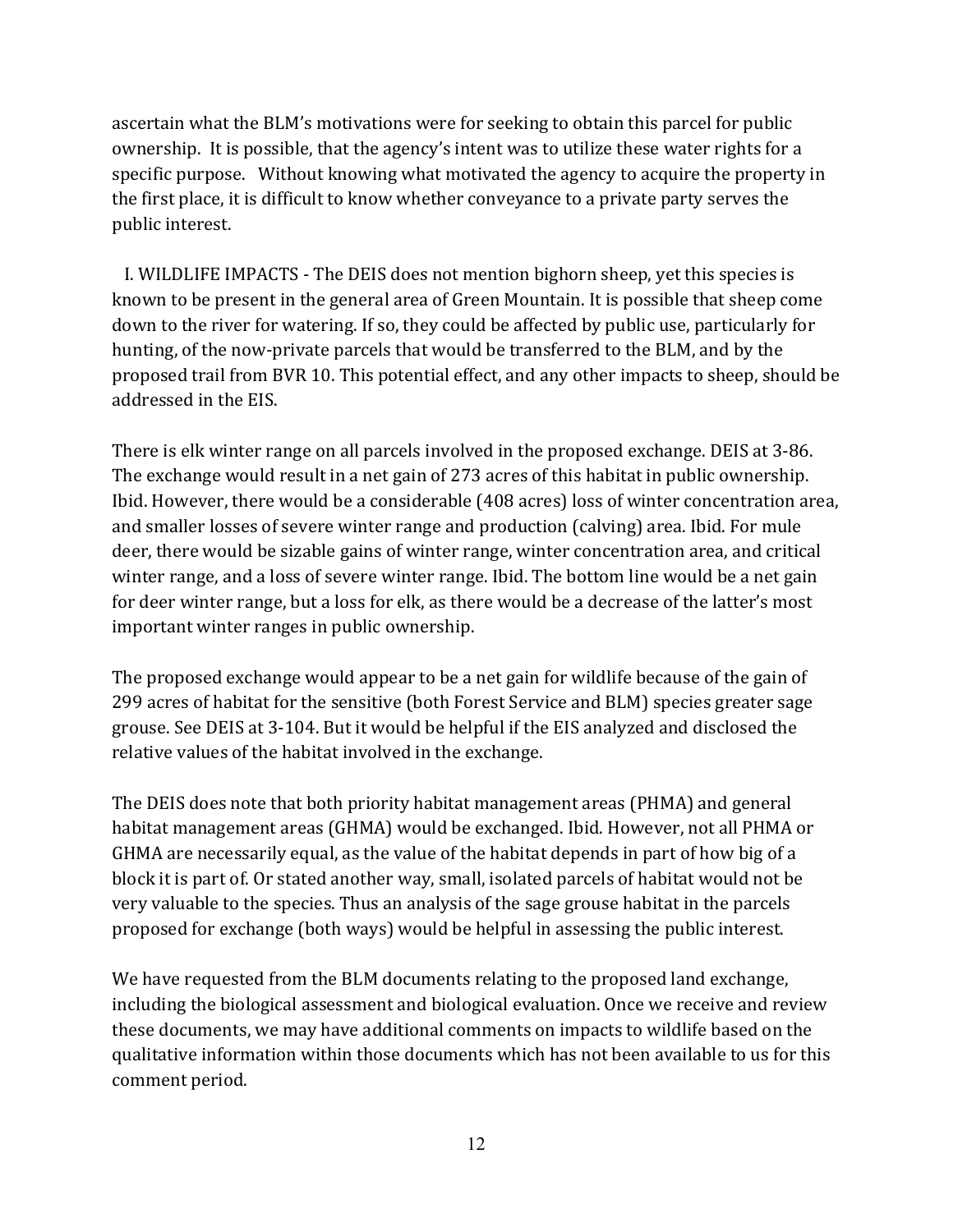ascertain what the BLM's motivations were for seeking to obtain this parcel for public ownership. It is possible, that the agency's intent was to utilize these water rights for a specific purpose. Without knowing what motivated the agency to acquire the property in the first place, it is difficult to know whether conveyance to a private party serves the public interest.

I. WILDLIFE IMPACTS - The DEIS does not mention bighorn sheep, yet this species is known to be present in the general area of Green Mountain. It is possible that sheep come down to the river for watering. If so, they could be affected by public use, particularly for hunting, of the now-private parcels that would be transferred to the BLM, and by the proposed trail from BVR 10. This potential effect, and any other impacts to sheep, should be addressed in the EIS.

There is elk winter range on all parcels involved in the proposed exchange. DEIS at 3-86. The exchange would result in a net gain of 273 acres of this habitat in public ownership. Ibid. However, there would be a considerable (408 acres) loss of winter concentration area, and smaller losses of severe winter range and production (calving) area. Ibid. For mule deer, there would be sizable gains of winter range, winter concentration area, and critical winter range, and a loss of severe winter range. Ibid. The bottom line would be a net gain for deer winter range, but a loss for elk, as there would be a decrease of the latter's most important winter ranges in public ownership.

The proposed exchange would appear to be a net gain for wildlife because of the gain of 299 acres of habitat for the sensitive (both Forest Service and BLM) species greater sage grouse. See DEIS at 3-104. But it would be helpful if the EIS analyzed and disclosed the relative values of the habitat involved in the exchange.

The DEIS does note that both priority habitat management areas (PHMA) and general habitat management areas (GHMA) would be exchanged. Ibid. However, not all PHMA or GHMA are necessarily equal, as the value of the habitat depends in part of how big of a block it is part of. Or stated another way, small, isolated parcels of habitat would not be very valuable to the species. Thus an analysis of the sage grouse habitat in the parcels proposed for exchange (both ways) would be helpful in assessing the public interest.

We have requested from the BLM documents relating to the proposed land exchange, including the biological assessment and biological evaluation. Once we receive and review these documents, we may have additional comments on impacts to wildlife based on the qualitative information within those documents which has not been available to us for this comment period.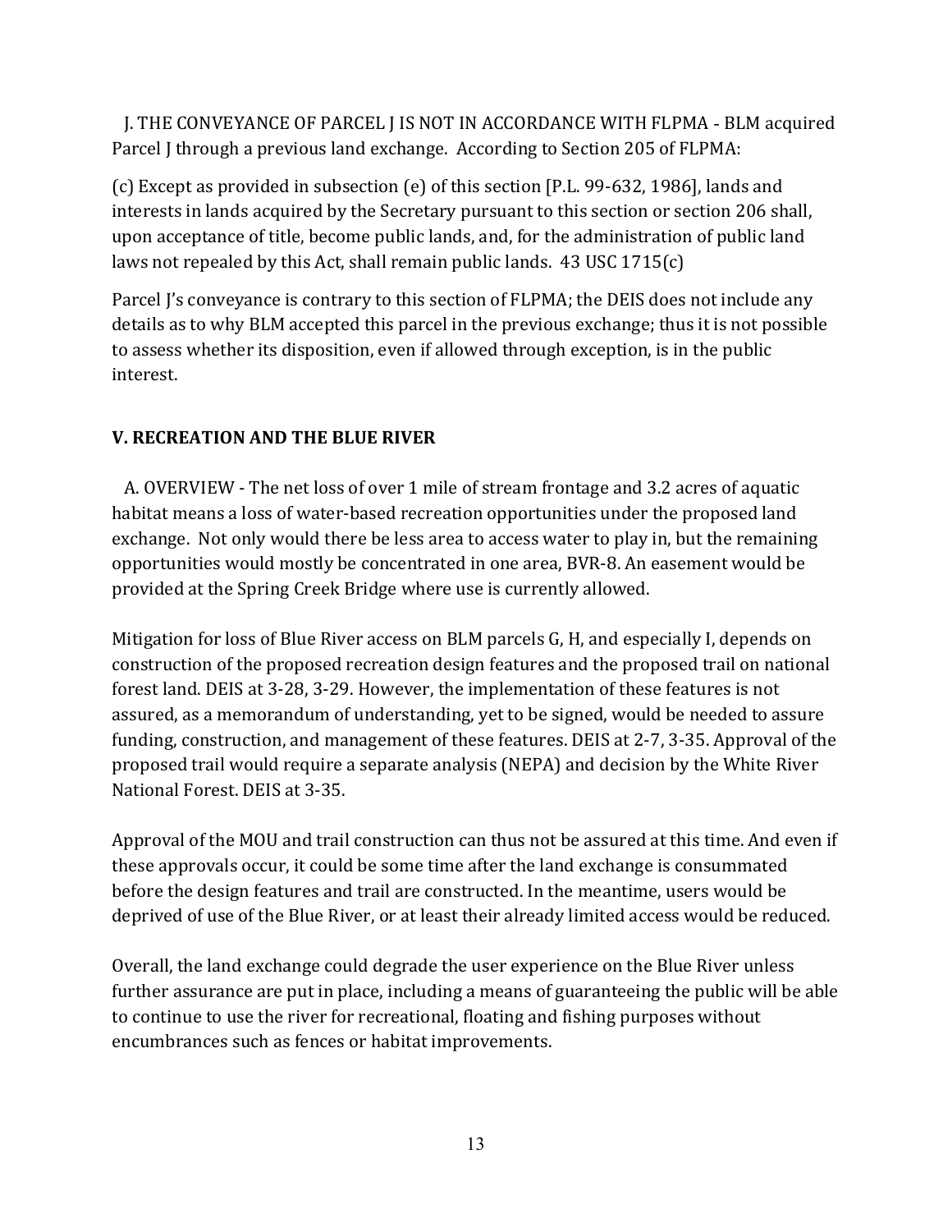J. THE CONVEYANCE OF PARCEL J IS NOT IN ACCORDANCE WITH FLPMA - BLM acquired Parcel J through a previous land exchange. According to Section 205 of FLPMA:

(c) Except as provided in subsection (e) of this section [P.L. 99-632, 1986], lands and interests in lands acquired by the Secretary pursuant to this section or section 206 shall, upon acceptance of title, become public lands, and, for the administration of public land laws not repealed by this Act, shall remain public lands. 43 USC 1715(c)

Parcel J's conveyance is contrary to this section of FLPMA; the DEIS does not include any details as to why BLM accepted this parcel in the previous exchange; thus it is not possible to assess whether its disposition, even if allowed through exception, is in the public interest.

## V. RECREATION AND THE BLUE RIVER

A. OVERVIEW - The net loss of over 1 mile of stream frontage and 3.2 acres of aquatic habitat means a loss of water-based recreation opportunities under the proposed land exchange. Not only would there be less area to access water to play in, but the remaining opportunities would mostly be concentrated in one area, BVR-8. An easement would be provided at the Spring Creek Bridge where use is currently allowed.

Mitigation for loss of Blue River access on BLM parcels G, H, and especially I, depends on construction of the proposed recreation design features and the proposed trail on national forest land. DEIS at 3-28, 3-29. However, the implementation of these features is not assured, as a memorandum of understanding, yet to be signed, would be needed to assure funding, construction, and management of these features. DEIS at 2-7, 3-35. Approval of the proposed trail would require a separate analysis (NEPA) and decision by the White River National Forest. DEIS at 3-35.

Approval of the MOU and trail construction can thus not be assured at this time. And even if these approvals occur, it could be some time after the land exchange is consummated before the design features and trail are constructed. In the meantime, users would be deprived of use of the Blue River, or at least their already limited access would be reduced.

Overall, the land exchange could degrade the user experience on the Blue River unless further assurance are put in place, including a means of guaranteeing the public will be able to continue to use the river for recreational, floating and fishing purposes without encumbrances such as fences or habitat improvements.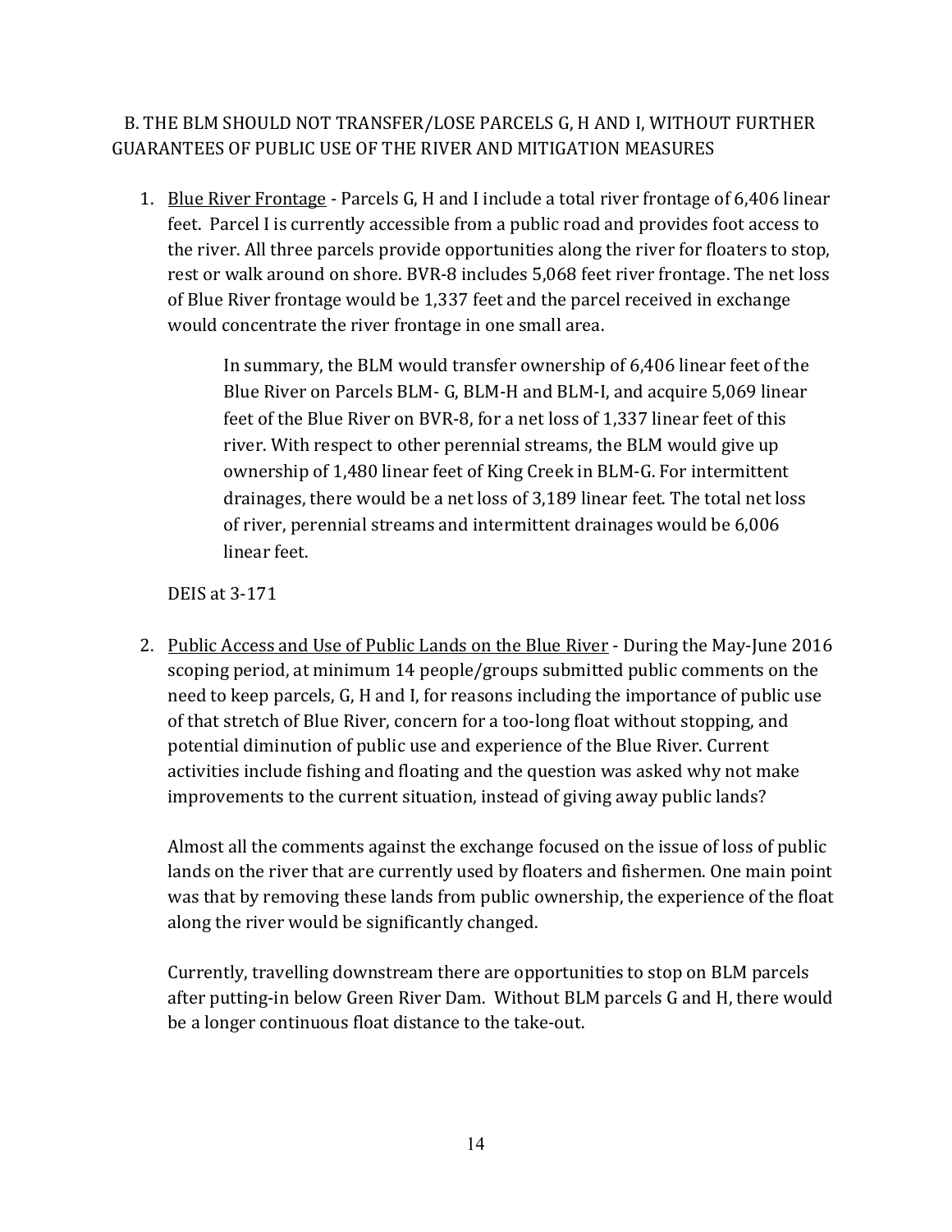## B. THE BLM SHOULD NOT TRANSFER/LOSE PARCELS G, H AND I, WITHOUT FURTHER GUARANTEES OF PUBLIC USE OF THE RIVER AND MITIGATION MEASURES

1. Blue River Frontage - Parcels G, H and I include a total river frontage of 6,406 linear feet. Parcel I is currently accessible from a public road and provides foot access to the river. All three parcels provide opportunities along the river for floaters to stop, rest or walk around on shore. BVR-8 includes 5,068 feet river frontage. The net loss of Blue River frontage would be 1,337 feet and the parcel received in exchange would concentrate the river frontage in one small area.

    > In summary, the BLM would transfer ownership of 6,406 linear feet of the Blue River on Parcels BLM- G, BLM-H and BLM-I, and acquire 5,069 linear feet of the Blue River on BVR-8, for a net loss of 1,337 linear feet of this river. With respect to other perennial streams, the BLM would give up ownership of 1,480 linear feet of King Creek in BLM-G. For intermittent drainages, there would be a net loss of 3,189 linear feet. The total net loss of river, perennial streams and intermittent drainages would be 6,006 linear feet.

    DEIS at 3-171

2. Public Access and Use of Public Lands on the Blue River - During the May-June 2016 scoping period, at minimum 14 people/groups submitted public comments on the need to keep parcels, G, H and I, for reasons including the importance of public use of that stretch of Blue River, concern for a too-long float without stopping, and potential diminution of public use and experience of the Blue River. Current activities include fishing and floating and the question was asked why not make improvements to the current situation, instead of giving away public lands?

    Almost all the comments against the exchange focused on the issue of loss of public lands on the river that are currently used by floaters and fishermen. One main point was that by removing these lands from public ownership, the experience of the float along the river would be significantly changed.

    Currently, travelling downstream there are opportunities to stop on BLM parcels after putting-in below Green River Dam. Without BLM parcels G and H, there would be a longer continuous float distance to the take-out.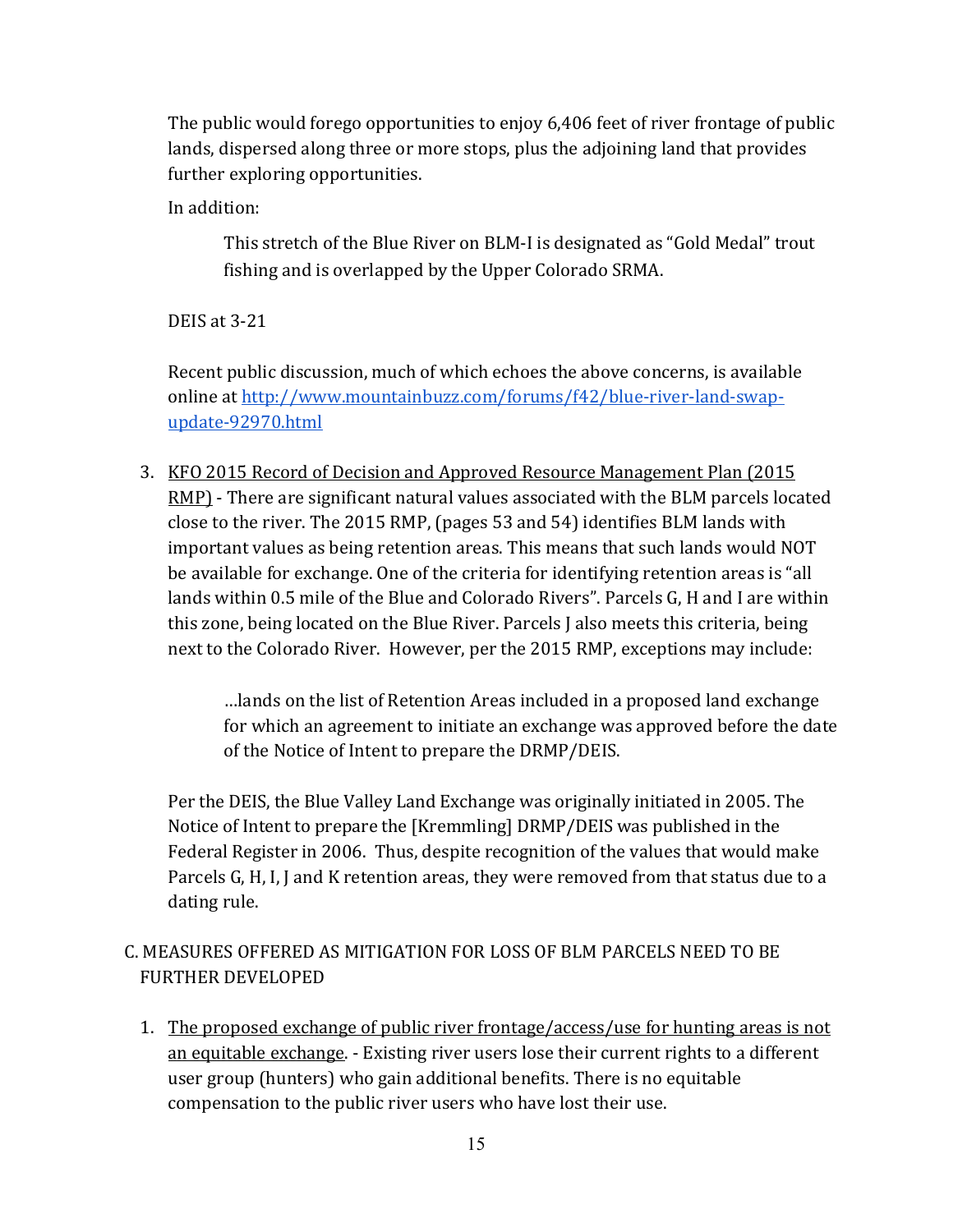The public would forego opportunities to enjoy 6,406 feet of river frontage of public lands, dispersed along three or more stops, plus the adjoining land that provides further exploring opportunities.

In addition:

> This stretch of the Blue River on BLM-I is designated as "Gold Medal" trout fishing and is overlapped by the Upper Colorado SRMA.

DEIS at 3-21

Recent public discussion, much of which echoes the above concerns, is available online at [http://www.mountainbuzz.com/forums/f42/blue-river-land-swap-update-92970.html](http://www.mountainbuzz.com/forums/f42/blue-river-land-swap-update-92970.html)

3. <u>KFO 2015 Record of Decision and Approved Resource Management Plan (2015 RMP)</u> - There are significant natural values associated with the BLM parcels located close to the river. The 2015 RMP, (pages 53 and 54) identifies BLM lands with important values as being retention areas. This means that such lands would NOT be available for exchange. One of the criteria for identifying retention areas is "all lands within 0.5 mile of the Blue and Colorado Rivers". Parcels G, H and I are within this zone, being located on the Blue River. Parcels J also meets this criteria, being next to the Colorado River. However, per the 2015 RMP, exceptions may include:

   > …lands on the list of Retention Areas included in a proposed land exchange for which an agreement to initiate an exchange was approved before the date of the Notice of Intent to prepare the DRMP/DEIS.

   Per the DEIS, the Blue Valley Land Exchange was originally initiated in 2005. The Notice of Intent to prepare the [Kremmling] DRMP/DEIS was published in the Federal Register in 2006. Thus, despite recognition of the values that would make Parcels G, H, I, J and K retention areas, they were removed from that status due to a dating rule.

## C. MEASURES OFFERED AS MITIGATION FOR LOSS OF BLM PARCELS NEED TO BE FURTHER DEVELOPED

1. <u>The proposed exchange of public river frontage/access/use for hunting areas is not an equitable exchange</u>. - Existing river users lose their current rights to a different user group (hunters) who gain additional benefits. There is no equitable compensation to the public river users who have lost their use.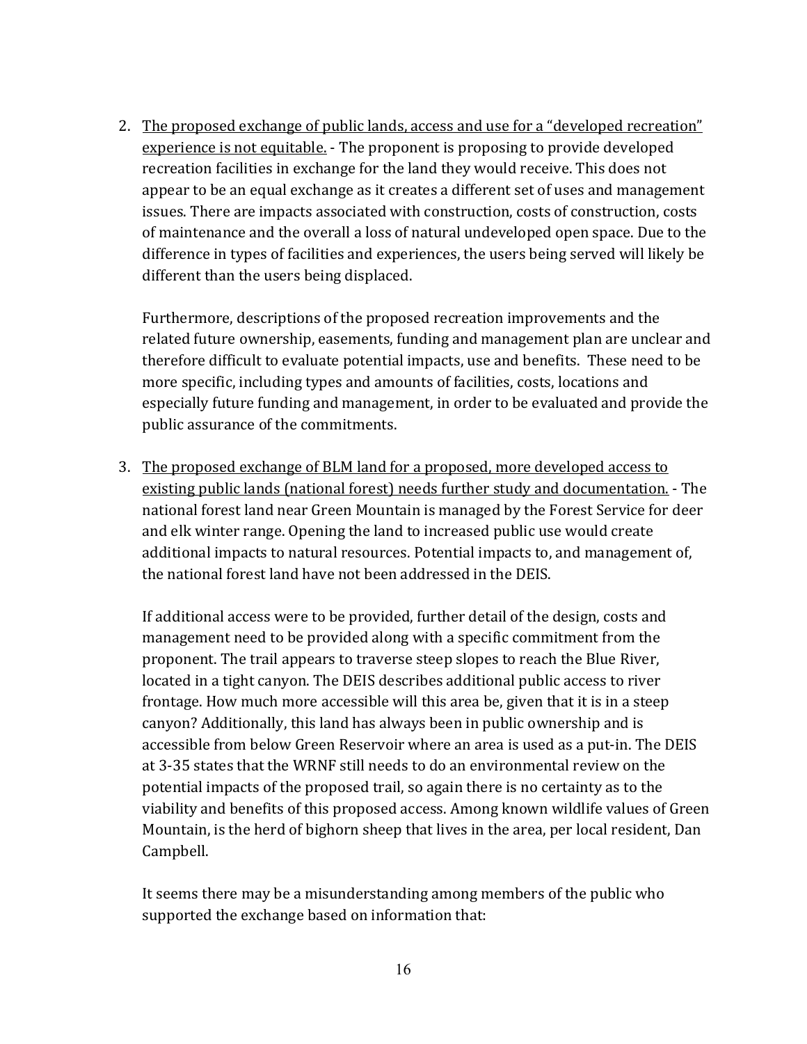2. <u>The proposed exchange of public lands, access and use for a "developed recreation" experience is not equitable.</u> - The proponent is proposing to provide developed recreation facilities in exchange for the land they would receive. This does not appear to be an equal exchange as it creates a different set of uses and management issues. There are impacts associated with construction, costs of construction, costs of maintenance and the overall a loss of natural undeveloped open space. Due to the difference in types of facilities and experiences, the users being served will likely be different than the users being displaced.

   Furthermore, descriptions of the proposed recreation improvements and the related future ownership, easements, funding and management plan are unclear and therefore difficult to evaluate potential impacts, use and benefits. These need to be more specific, including types and amounts of facilities, costs, locations and especially future funding and management, in order to be evaluated and provide the public assurance of the commitments.

3. <u>The proposed exchange of BLM land for a proposed, more developed access to existing public lands (national forest) needs further study and documentation.</u> - The national forest land near Green Mountain is managed by the Forest Service for deer and elk winter range. Opening the land to increased public use would create additional impacts to natural resources. Potential impacts to, and management of, the national forest land have not been addressed in the DEIS.

   If additional access were to be provided, further detail of the design, costs and management need to be provided along with a specific commitment from the proponent. The trail appears to traverse steep slopes to reach the Blue River, located in a tight canyon. The DEIS describes additional public access to river frontage. How much more accessible will this area be, given that it is in a steep canyon? Additionally, this land has always been in public ownership and is accessible from below Green Reservoir where an area is used as a put-in. The DEIS at 3-35 states that the WRNF still needs to do an environmental review on the potential impacts of the proposed trail, so again there is no certainty as to the viability and benefits of this proposed access. Among known wildlife values of Green Mountain, is the herd of bighorn sheep that lives in the area, per local resident, Dan Campbell.

   It seems there may be a misunderstanding among members of the public who supported the exchange based on information that: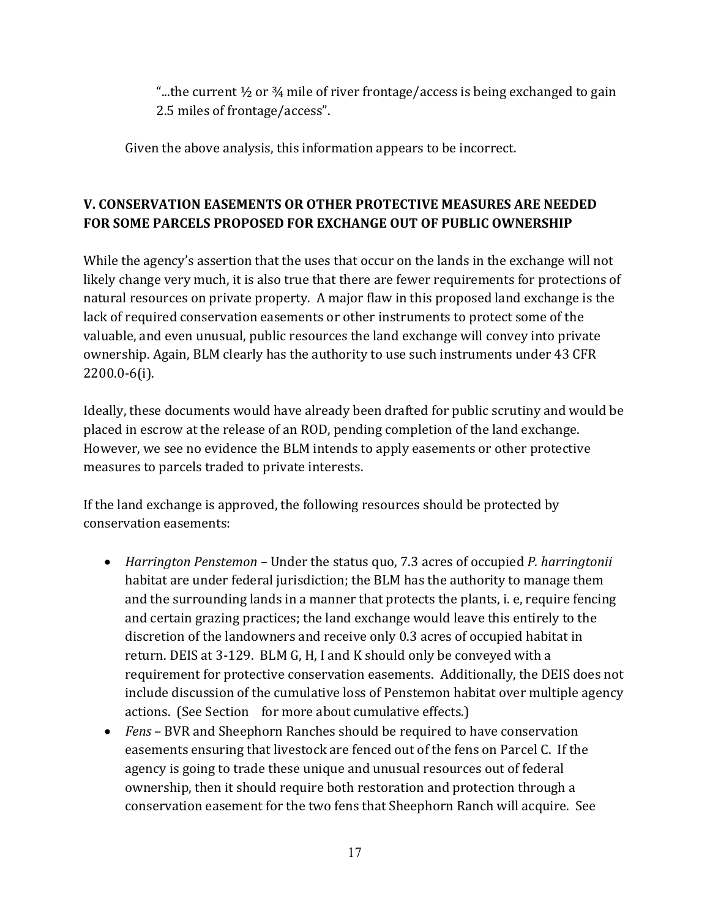> "...the current ½ or ¾ mile of river frontage/access is being exchanged to gain 2.5 miles of frontage/access".

Given the above analysis, this information appears to be incorrect.

## V. CONSERVATION EASEMENTS OR OTHER PROTECTIVE MEASURES ARE NEEDED FOR SOME PARCELS PROPOSED FOR EXCHANGE OUT OF PUBLIC OWNERSHIP

While the agency's assertion that the uses that occur on the lands in the exchange will not likely change very much, it is also true that there are fewer requirements for protections of natural resources on private property. A major flaw in this proposed land exchange is the lack of required conservation easements or other instruments to protect some of the valuable, and even unusual, public resources the land exchange will convey into private ownership. Again, BLM clearly has the authority to use such instruments under 43 CFR 2200.0-6(i).

Ideally, these documents would have already been drafted for public scrutiny and would be placed in escrow at the release of an ROD, pending completion of the land exchange. However, we see no evidence the BLM intends to apply easements or other protective measures to parcels traded to private interests.

If the land exchange is approved, the following resources should be protected by conservation easements:

- *Harrington Penstemon* – Under the status quo, 7.3 acres of occupied *P. harringtonii* habitat are under federal jurisdiction; the BLM has the authority to manage them and the surrounding lands in a manner that protects the plants, i. e, require fencing and certain grazing practices; the land exchange would leave this entirely to the discretion of the landowners and receive only 0.3 acres of occupied habitat in return. DEIS at 3-129. BLM G, H, I and K should only be conveyed with a requirement for protective conservation easements. Additionally, the DEIS does not include discussion of the cumulative loss of Penstemon habitat over multiple agency actions. (See Section  for more about cumulative effects.)
- *Fens* – BVR and Sheephorn Ranches should be required to have conservation easements ensuring that livestock are fenced out of the fens on Parcel C. If the agency is going to trade these unique and unusual resources out of federal ownership, then it should require both restoration and protection through a conservation easement for the two fens that Sheephorn Ranch will acquire. See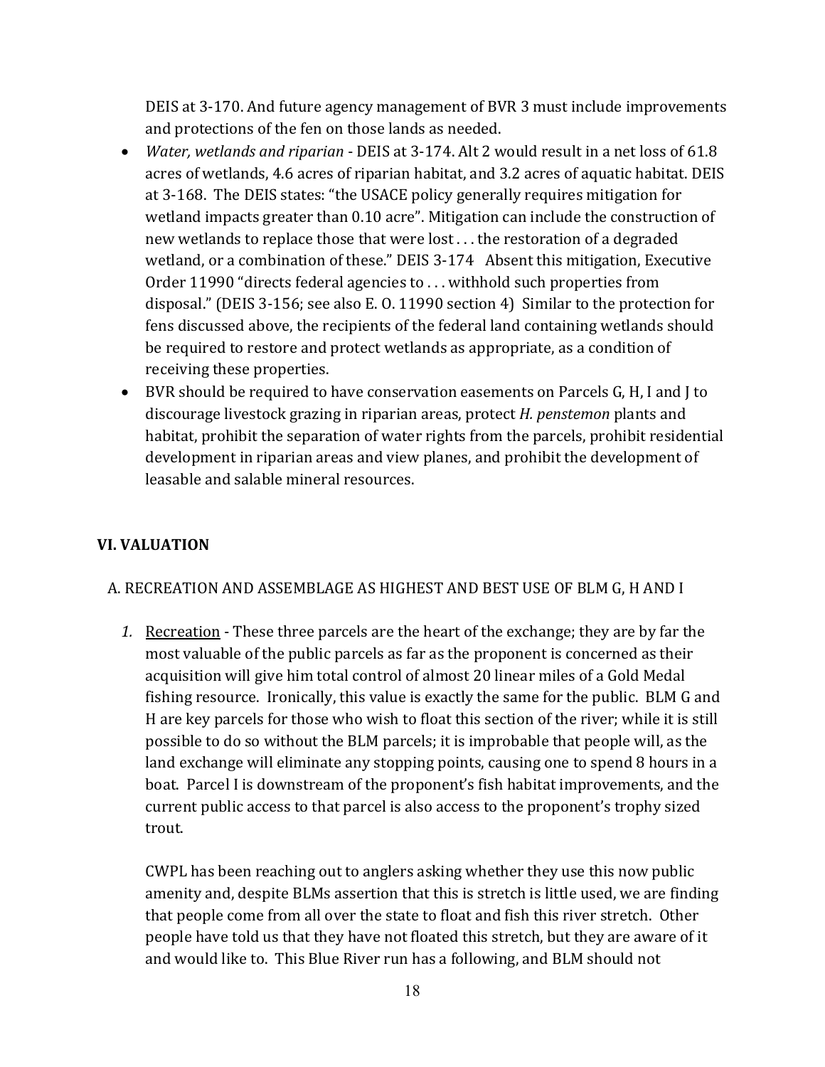DEIS at 3-170. And future agency management of BVR 3 must include improvements and protections of the fen on those lands as needed.

- *Water, wetlands and riparian* - DEIS at 3-174. Alt 2 would result in a net loss of 61.8 acres of wetlands, 4.6 acres of riparian habitat, and 3.2 acres of aquatic habitat. DEIS at 3-168. The DEIS states: "the USACE policy generally requires mitigation for wetland impacts greater than 0.10 acre". Mitigation can include the construction of new wetlands to replace those that were lost . . . the restoration of a degraded wetland, or a combination of these." DEIS 3-174 Absent this mitigation, Executive Order 11990 "directs federal agencies to . . . withhold such properties from disposal." (DEIS 3-156; see also E. O. 11990 section 4) Similar to the protection for fens discussed above, the recipients of the federal land containing wetlands should be required to restore and protect wetlands as appropriate, as a condition of receiving these properties.
- BVR should be required to have conservation easements on Parcels G, H, I and J to discourage livestock grazing in riparian areas, protect *H. penstemon* plants and habitat, prohibit the separation of water rights from the parcels, prohibit residential development in riparian areas and view planes, and prohibit the development of leasable and salable mineral resources.

## VI. VALUATION

### A. RECREATION AND ASSEMBLAGE AS HIGHEST AND BEST USE OF BLM G, H AND I

1. Recreation - These three parcels are the heart of the exchange; they are by far the most valuable of the public parcels as far as the proponent is concerned as their acquisition will give him total control of almost 20 linear miles of a Gold Medal fishing resource. Ironically, this value is exactly the same for the public. BLM G and H are key parcels for those who wish to float this section of the river; while it is still possible to do so without the BLM parcels; it is improbable that people will, as the land exchange will eliminate any stopping points, causing one to spend 8 hours in a boat. Parcel I is downstream of the proponent's fish habitat improvements, and the current public access to that parcel is also access to the proponent's trophy sized trout.

   CWPL has been reaching out to anglers asking whether they use this now public amenity and, despite BLMs assertion that this is stretch is little used, we are finding that people come from all over the state to float and fish this river stretch. Other people have told us that they have not floated this stretch, but they are aware of it and would like to. This Blue River run has a following, and BLM should not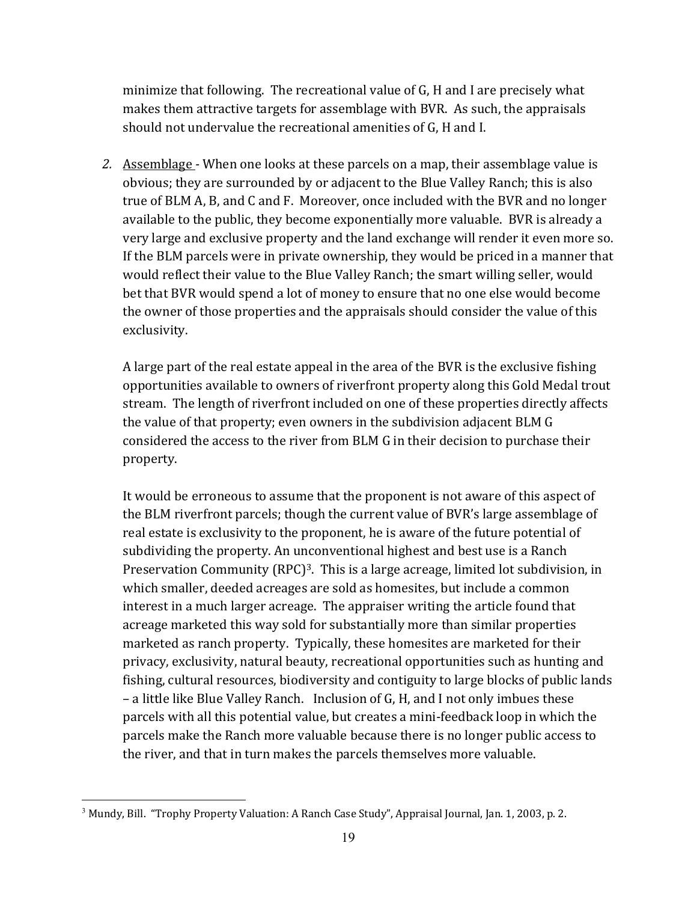minimize that following. The recreational value of G, H and I are precisely what makes them attractive targets for assemblage with BVR. As such, the appraisals should not undervalue the recreational amenities of G, H and I.

2. <u>Assemblage</u> - When one looks at these parcels on a map, their assemblage value is obvious; they are surrounded by or adjacent to the Blue Valley Ranch; this is also true of BLM A, B, and C and F. Moreover, once included with the BVR and no longer available to the public, they become exponentially more valuable. BVR is already a very large and exclusive property and the land exchange will render it even more so. If the BLM parcels were in private ownership, they would be priced in a manner that would reflect their value to the Blue Valley Ranch; the smart willing seller, would bet that BVR would spend a lot of money to ensure that no one else would become the owner of those properties and the appraisals should consider the value of this exclusivity.

   A large part of the real estate appeal in the area of the BVR is the exclusive fishing opportunities available to owners of riverfront property along this Gold Medal trout stream. The length of riverfront included on one of these properties directly affects the value of that property; even owners in the subdivision adjacent BLM G considered the access to the river from BLM G in their decision to purchase their property.

   It would be erroneous to assume that the proponent is not aware of this aspect of the BLM riverfront parcels; though the current value of BVR's large assemblage of real estate is exclusivity to the proponent, he is aware of the future potential of subdividing the property. An unconventional highest and best use is a Ranch Preservation Community (RPC)[3]. This is a large acreage, limited lot subdivision, in which smaller, deeded acreages are sold as homesites, but include a common interest in a much larger acreage. The appraiser writing the article found that acreage marketed this way sold for substantially more than similar properties marketed as ranch property. Typically, these homesites are marketed for their privacy, exclusivity, natural beauty, recreational opportunities such as hunting and fishing, cultural resources, biodiversity and contiguity to large blocks of public lands – a little like Blue Valley Ranch. Inclusion of G, H, and I not only imbues these parcels with all this potential value, but creates a mini-feedback loop in which the parcels make the Ranch more valuable because there is no longer public access to the river, and that in turn makes the parcels themselves more valuable.

---

[3] Mundy, Bill. "Trophy Property Valuation: A Ranch Case Study", Appraisal Journal, Jan. 1, 2003, p. 2.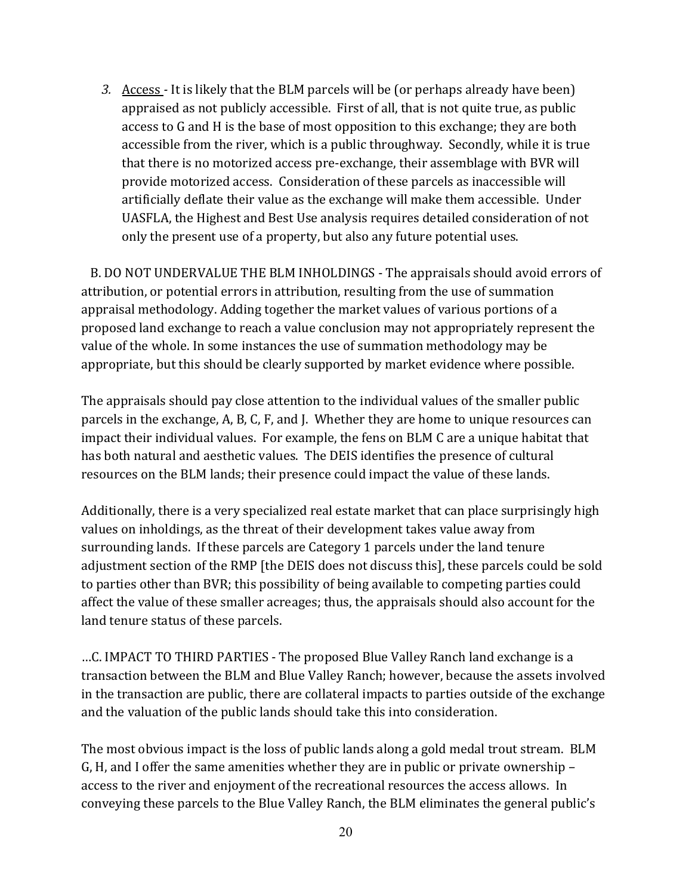3. <u>Access</u> - It is likely that the BLM parcels will be (or perhaps already have been) appraised as not publicly accessible. First of all, that is not quite true, as public access to G and H is the base of most opposition to this exchange; they are both accessible from the river, which is a public throughway. Secondly, while it is true that there is no motorized access pre-exchange, their assemblage with BVR will provide motorized access. Consideration of these parcels as inaccessible will artificially deflate their value as the exchange will make them accessible. Under UASFLA, the Highest and Best Use analysis requires detailed consideration of not only the present use of a property, but also any future potential uses.

B. DO NOT UNDERVALUE THE BLM INHOLDINGS - The appraisals should avoid errors of attribution, or potential errors in attribution, resulting from the use of summation appraisal methodology. Adding together the market values of various portions of a proposed land exchange to reach a value conclusion may not appropriately represent the value of the whole. In some instances the use of summation methodology may be appropriate, but this should be clearly supported by market evidence where possible.

The appraisals should pay close attention to the individual values of the smaller public parcels in the exchange, A, B, C, F, and J. Whether they are home to unique resources can impact their individual values. For example, the fens on BLM C are a unique habitat that has both natural and aesthetic values. The DEIS identifies the presence of cultural resources on the BLM lands; their presence could impact the value of these lands.

Additionally, there is a very specialized real estate market that can place surprisingly high values on inholdings, as the threat of their development takes value away from surrounding lands. If these parcels are Category 1 parcels under the land tenure adjustment section of the RMP [the DEIS does not discuss this], these parcels could be sold to parties other than BVR; this possibility of being available to competing parties could affect the value of these smaller acreages; thus, the appraisals should also account for the land tenure status of these parcels.

…C. IMPACT TO THIRD PARTIES - The proposed Blue Valley Ranch land exchange is a transaction between the BLM and Blue Valley Ranch; however, because the assets involved in the transaction are public, there are collateral impacts to parties outside of the exchange and the valuation of the public lands should take this into consideration.

The most obvious impact is the loss of public lands along a gold medal trout stream. BLM G, H, and I offer the same amenities whether they are in public or private ownership – access to the river and enjoyment of the recreational resources the access allows. In conveying these parcels to the Blue Valley Ranch, the BLM eliminates the general public's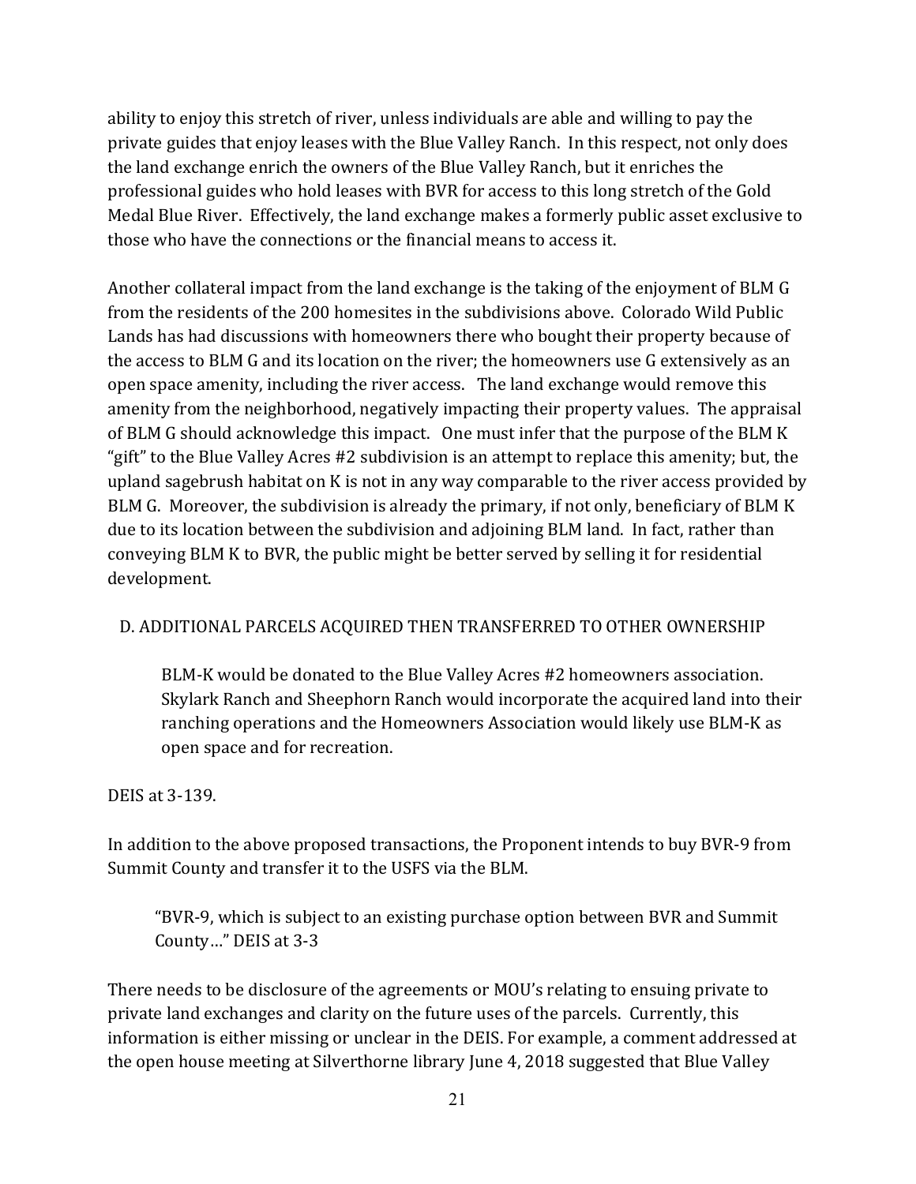ability to enjoy this stretch of river, unless individuals are able and willing to pay the private guides that enjoy leases with the Blue Valley Ranch. In this respect, not only does the land exchange enrich the owners of the Blue Valley Ranch, but it enriches the professional guides who hold leases with BVR for access to this long stretch of the Gold Medal Blue River. Effectively, the land exchange makes a formerly public asset exclusive to those who have the connections or the financial means to access it.

Another collateral impact from the land exchange is the taking of the enjoyment of BLM G from the residents of the 200 homesites in the subdivisions above. Colorado Wild Public Lands has had discussions with homeowners there who bought their property because of the access to BLM G and its location on the river; the homeowners use G extensively as an open space amenity, including the river access. The land exchange would remove this amenity from the neighborhood, negatively impacting their property values. The appraisal of BLM G should acknowledge this impact. One must infer that the purpose of the BLM K "gift" to the Blue Valley Acres #2 subdivision is an attempt to replace this amenity; but, the upland sagebrush habitat on K is not in any way comparable to the river access provided by BLM G. Moreover, the subdivision is already the primary, if not only, beneficiary of BLM K due to its location between the subdivision and adjoining BLM land. In fact, rather than conveying BLM K to BVR, the public might be better served by selling it for residential development.

D. ADDITIONAL PARCELS ACQUIRED THEN TRANSFERRED TO OTHER OWNERSHIP

> BLM-K would be donated to the Blue Valley Acres #2 homeowners association. Skylark Ranch and Sheephorn Ranch would incorporate the acquired land into their ranching operations and the Homeowners Association would likely use BLM-K as open space and for recreation.

DEIS at 3-139.

In addition to the above proposed transactions, the Proponent intends to buy BVR-9 from Summit County and transfer it to the USFS via the BLM.

> "BVR-9, which is subject to an existing purchase option between BVR and Summit County…" DEIS at 3-3

There needs to be disclosure of the agreements or MOU's relating to ensuing private to private land exchanges and clarity on the future uses of the parcels. Currently, this information is either missing or unclear in the DEIS. For example, a comment addressed at the open house meeting at Silverthorne library June 4, 2018 suggested that Blue Valley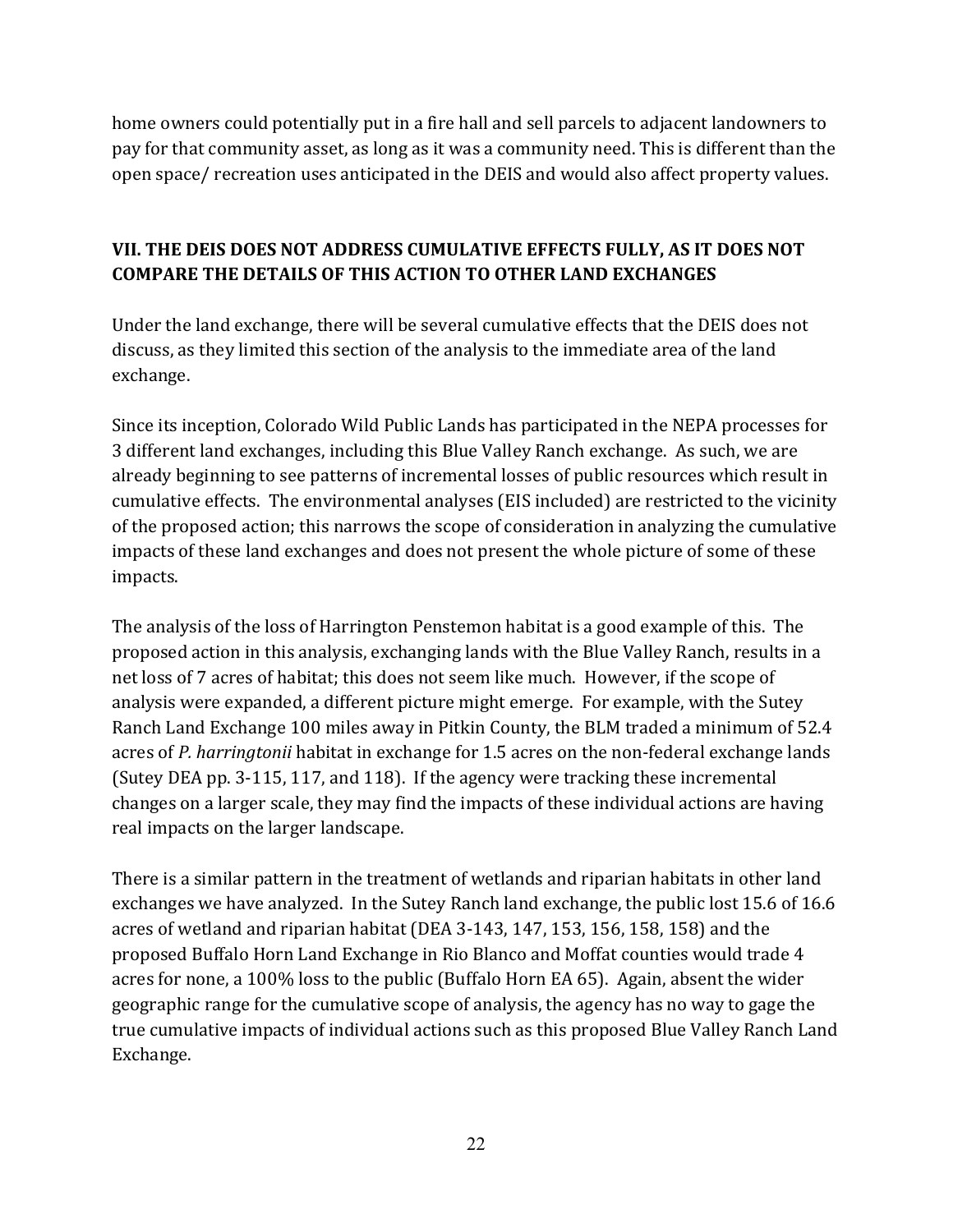home owners could potentially put in a fire hall and sell parcels to adjacent landowners to pay for that community asset, as long as it was a community need. This is different than the open space/ recreation uses anticipated in the DEIS and would also affect property values.

## VII. THE DEIS DOES NOT ADDRESS CUMULATIVE EFFECTS FULLY, AS IT DOES NOT COMPARE THE DETAILS OF THIS ACTION TO OTHER LAND EXCHANGES

Under the land exchange, there will be several cumulative effects that the DEIS does not discuss, as they limited this section of the analysis to the immediate area of the land exchange.

Since its inception, Colorado Wild Public Lands has participated in the NEPA processes for 3 different land exchanges, including this Blue Valley Ranch exchange. As such, we are already beginning to see patterns of incremental losses of public resources which result in cumulative effects. The environmental analyses (EIS included) are restricted to the vicinity of the proposed action; this narrows the scope of consideration in analyzing the cumulative impacts of these land exchanges and does not present the whole picture of some of these impacts.

The analysis of the loss of Harrington Penstemon habitat is a good example of this. The proposed action in this analysis, exchanging lands with the Blue Valley Ranch, results in a net loss of 7 acres of habitat; this does not seem like much. However, if the scope of analysis were expanded, a different picture might emerge. For example, with the Sutey Ranch Land Exchange 100 miles away in Pitkin County, the BLM traded a minimum of 52.4 acres of *P. harringtonii* habitat in exchange for 1.5 acres on the non-federal exchange lands (Sutey DEA pp. 3-115, 117, and 118). If the agency were tracking these incremental changes on a larger scale, they may find the impacts of these individual actions are having real impacts on the larger landscape.

There is a similar pattern in the treatment of wetlands and riparian habitats in other land exchanges we have analyzed. In the Sutey Ranch land exchange, the public lost 15.6 of 16.6 acres of wetland and riparian habitat (DEA 3-143, 147, 153, 156, 158, 158) and the proposed Buffalo Horn Land Exchange in Rio Blanco and Moffat counties would trade 4 acres for none, a 100% loss to the public (Buffalo Horn EA 65). Again, absent the wider geographic range for the cumulative scope of analysis, the agency has no way to gage the true cumulative impacts of individual actions such as this proposed Blue Valley Ranch Land Exchange.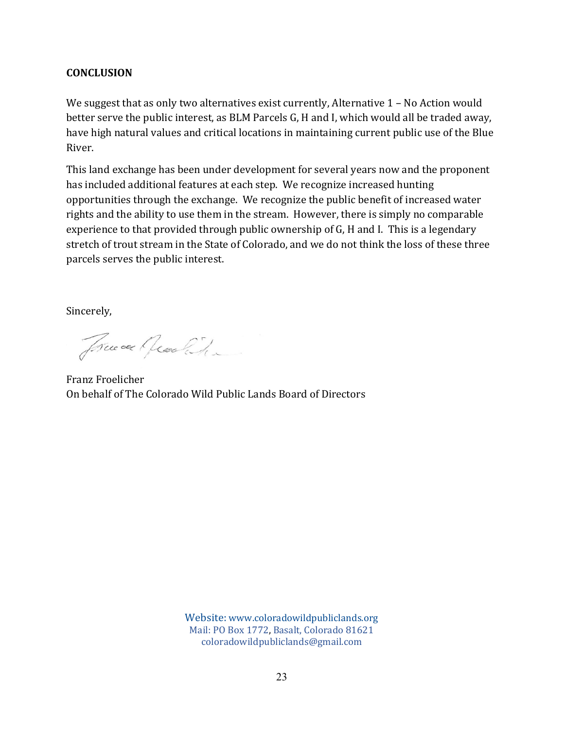**CONCLUSION**

We suggest that as only two alternatives exist currently, Alternative 1 – No Action would better serve the public interest, as BLM Parcels G, H and I, which would all be traded away, have high natural values and critical locations in maintaining current public use of the Blue River.

This land exchange has been under development for several years now and the proponent has included additional features at each step. We recognize increased hunting opportunities through the exchange. We recognize the public benefit of increased water rights and the ability to use them in the stream. However, there is simply no comparable experience to that provided through public ownership of G, H and I. This is a legendary stretch of trout stream in the State of Colorado, and we do not think the loss of these three parcels serves the public interest.

Sincerely,

Franz Froelicher
On behalf of The Colorado Wild Public Lands Board of Directors

Website: www.coloradowildpubliclands.org
Mail: PO Box 1772, Basalt, Colorado 81621
coloradowildpubliclands@gmail.com